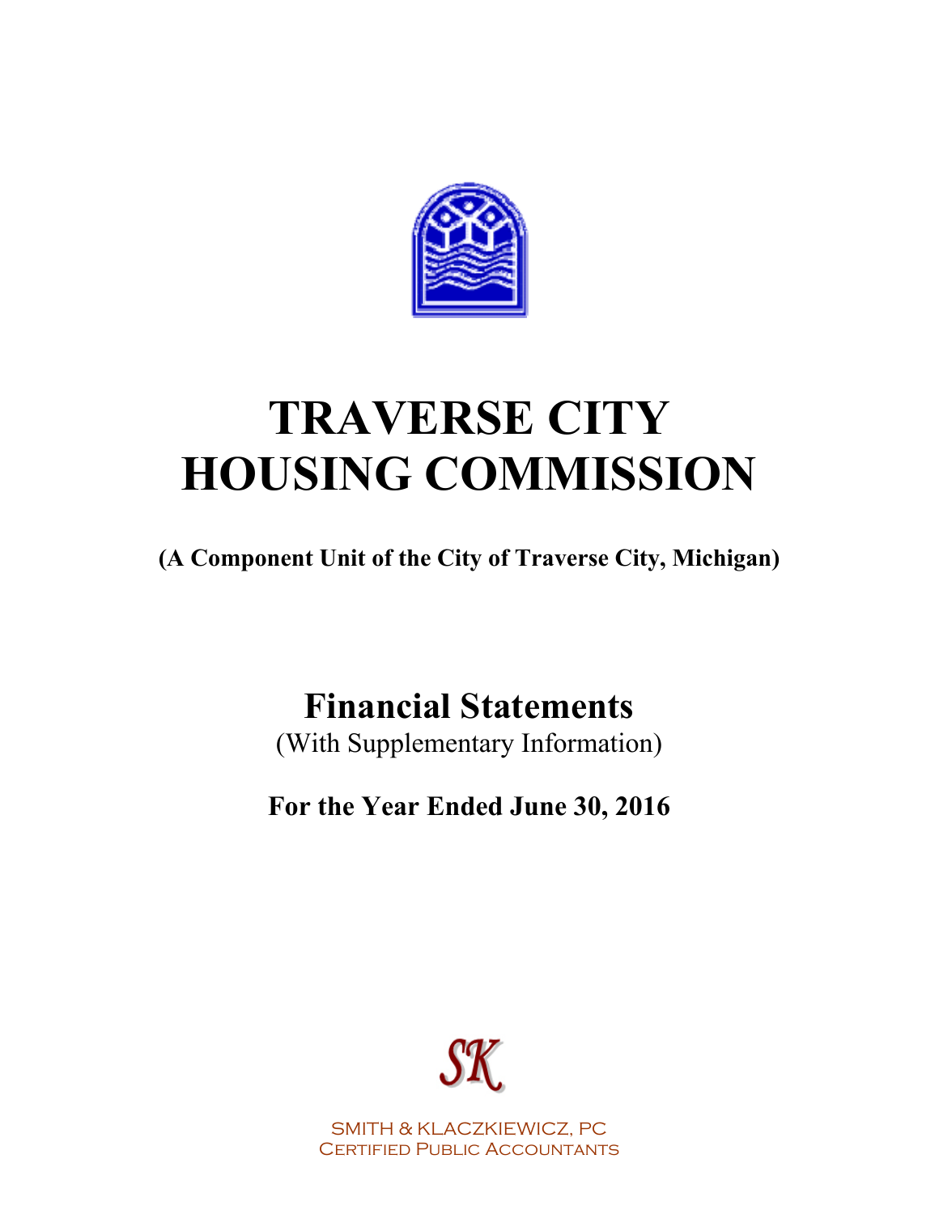# TRAVERSE CITY HOUSING COMMISSION

**(A Component Unit of the City of Traverse City, Michigan)**

## Financial Statements

(With Supplementary Information)

**For the Year Ended June 30, 2016**

SK

SMITH & KLACZKIEWICZ, PC
Certified Public Accountants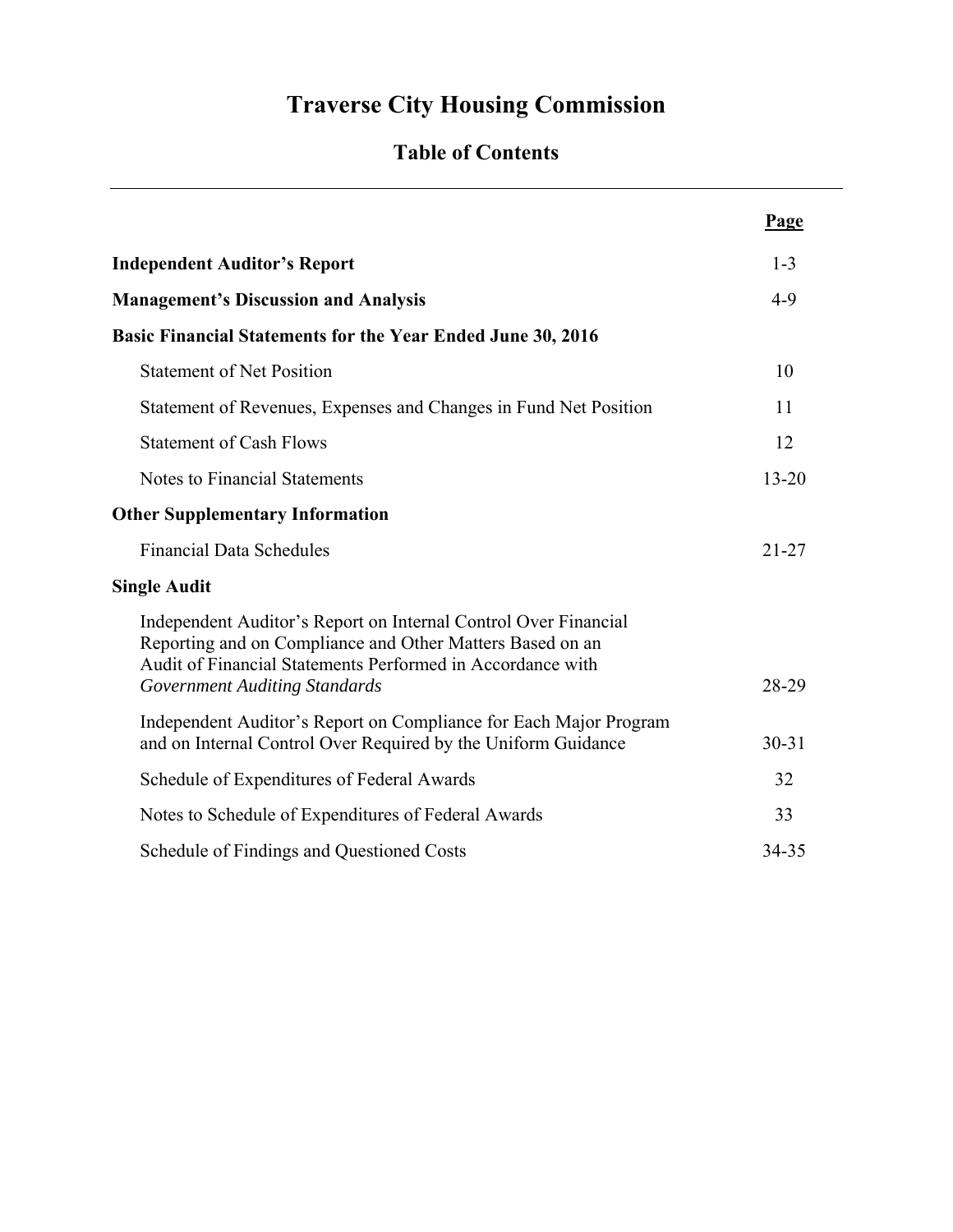# Traverse City Housing Commission

## Table of Contents

| | Page |
|---|---|
| **Independent Auditor's Report** | 1-3 |
| **Management's Discussion and Analysis** | 4-9 |
| **Basic Financial Statements for the Year Ended June 30, 2016** | |
| Statement of Net Position | 10 |
| Statement of Revenues, Expenses and Changes in Fund Net Position | 11 |
| Statement of Cash Flows | 12 |
| Notes to Financial Statements | 13-20 |
| **Other Supplementary Information** | |
| Financial Data Schedules | 21-27 |
| **Single Audit** | |
| Independent Auditor's Report on Internal Control Over Financial Reporting and on Compliance and Other Matters Based on an Audit of Financial Statements Performed in Accordance with *Government Auditing Standards* | 28-29 |
| Independent Auditor's Report on Compliance for Each Major Program and on Internal Control Over Required by the Uniform Guidance | 30-31 |
| Schedule of Expenditures of Federal Awards | 32 |
| Notes to Schedule of Expenditures of Federal Awards | 33 |
| Schedule of Findings and Questioned Costs | 34-35 |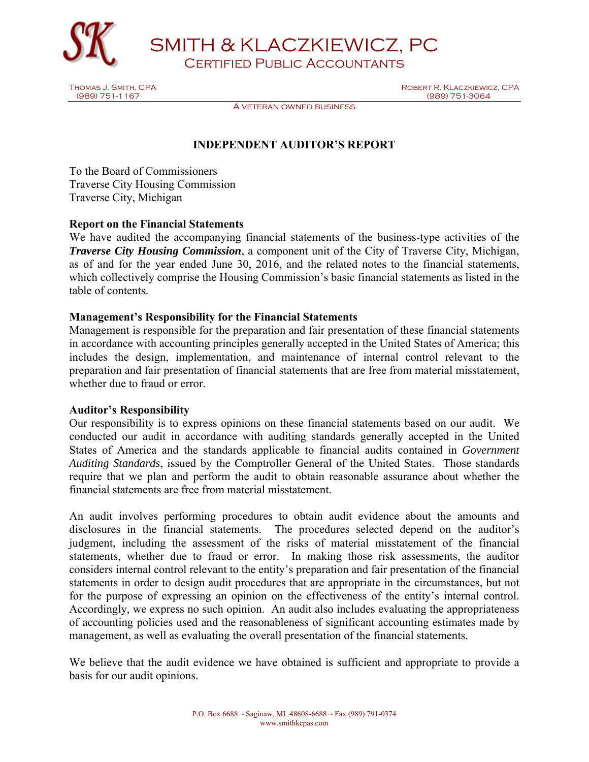# SMITH & KLACZKIEWICZ, PC

## Certified Public Accountants

Thomas J. Smith, CPA
(989) 751-1167

Robert R. Klaczkiewicz, CPA
(989) 751-3064

A veteran owned business

### INDEPENDENT AUDITOR'S REPORT

To the Board of Commissioners
Traverse City Housing Commission
Traverse City, Michigan

**Report on the Financial Statements**

We have audited the accompanying financial statements of the business-type activities of the ***Traverse City Housing Commission***, a component unit of the City of Traverse City, Michigan, as of and for the year ended June 30, 2016, and the related notes to the financial statements, which collectively comprise the Housing Commission's basic financial statements as listed in the table of contents.

**Management's Responsibility for the Financial Statements**

Management is responsible for the preparation and fair presentation of these financial statements in accordance with accounting principles generally accepted in the United States of America; this includes the design, implementation, and maintenance of internal control relevant to the preparation and fair presentation of financial statements that are free from material misstatement, whether due to fraud or error.

**Auditor's Responsibility**

Our responsibility is to express opinions on these financial statements based on our audit. We conducted our audit in accordance with auditing standards generally accepted in the United States of America and the standards applicable to financial audits contained in *Government Auditing Standards*, issued by the Comptroller General of the United States. Those standards require that we plan and perform the audit to obtain reasonable assurance about whether the financial statements are free from material misstatement.

An audit involves performing procedures to obtain audit evidence about the amounts and disclosures in the financial statements. The procedures selected depend on the auditor's judgment, including the assessment of the risks of material misstatement of the financial statements, whether due to fraud or error. In making those risk assessments, the auditor considers internal control relevant to the entity's preparation and fair presentation of the financial statements in order to design audit procedures that are appropriate in the circumstances, but not for the purpose of expressing an opinion on the effectiveness of the entity's internal control. Accordingly, we express no such opinion. An audit also includes evaluating the appropriateness of accounting policies used and the reasonableness of significant accounting estimates made by management, as well as evaluating the overall presentation of the financial statements.

We believe that the audit evidence we have obtained is sufficient and appropriate to provide a basis for our audit opinions.

P.O. Box 6688 ~ Saginaw, MI 48608-6688 ~ Fax (989) 791-0374
www.smithkcpas.com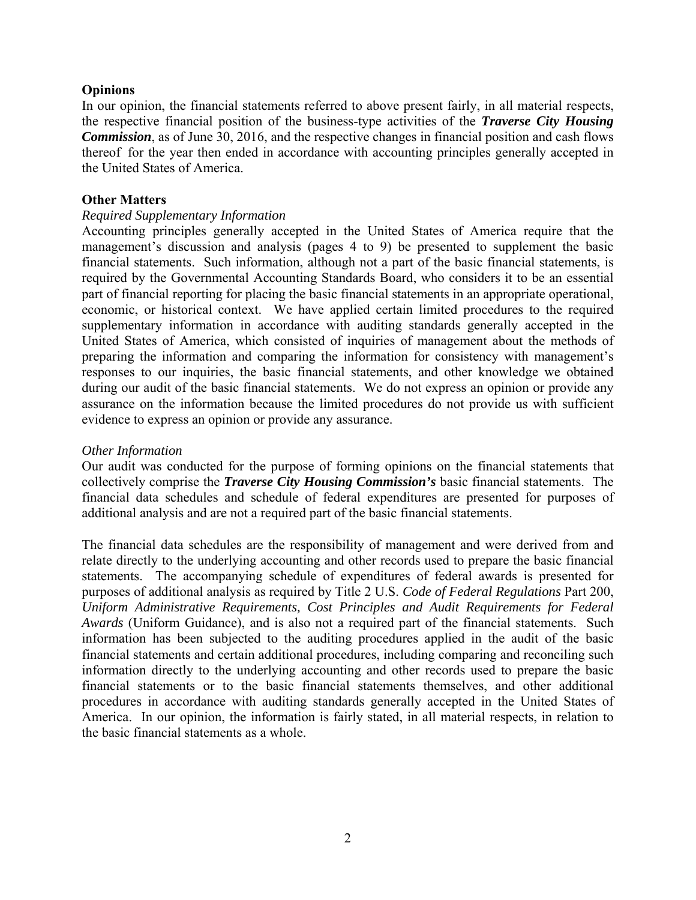**Opinions**

In our opinion, the financial statements referred to above present fairly, in all material respects, the respective financial position of the business-type activities of the ***Traverse City Housing Commission***, as of June 30, 2016, and the respective changes in financial position and cash flows thereof for the year then ended in accordance with accounting principles generally accepted in the United States of America.

**Other Matters**

*Required Supplementary Information*

Accounting principles generally accepted in the United States of America require that the management's discussion and analysis (pages 4 to 9) be presented to supplement the basic financial statements. Such information, although not a part of the basic financial statements, is required by the Governmental Accounting Standards Board, who considers it to be an essential part of financial reporting for placing the basic financial statements in an appropriate operational, economic, or historical context. We have applied certain limited procedures to the required supplementary information in accordance with auditing standards generally accepted in the United States of America, which consisted of inquiries of management about the methods of preparing the information and comparing the information for consistency with management's responses to our inquiries, the basic financial statements, and other knowledge we obtained during our audit of the basic financial statements. We do not express an opinion or provide any assurance on the information because the limited procedures do not provide us with sufficient evidence to express an opinion or provide any assurance.

*Other Information*

Our audit was conducted for the purpose of forming opinions on the financial statements that collectively comprise the ***Traverse City Housing Commission's*** basic financial statements. The financial data schedules and schedule of federal expenditures are presented for purposes of additional analysis and are not a required part of the basic financial statements.

The financial data schedules are the responsibility of management and were derived from and relate directly to the underlying accounting and other records used to prepare the basic financial statements. The accompanying schedule of expenditures of federal awards is presented for purposes of additional analysis as required by Title 2 U.S. *Code of Federal Regulations* Part 200, *Uniform Administrative Requirements, Cost Principles and Audit Requirements for Federal Awards* (Uniform Guidance), and is also not a required part of the financial statements. Such information has been subjected to the auditing procedures applied in the audit of the basic financial statements and certain additional procedures, including comparing and reconciling such information directly to the underlying accounting and other records used to prepare the basic financial statements or to the basic financial statements themselves, and other additional procedures in accordance with auditing standards generally accepted in the United States of America. In our opinion, the information is fairly stated, in all material respects, in relation to the basic financial statements as a whole.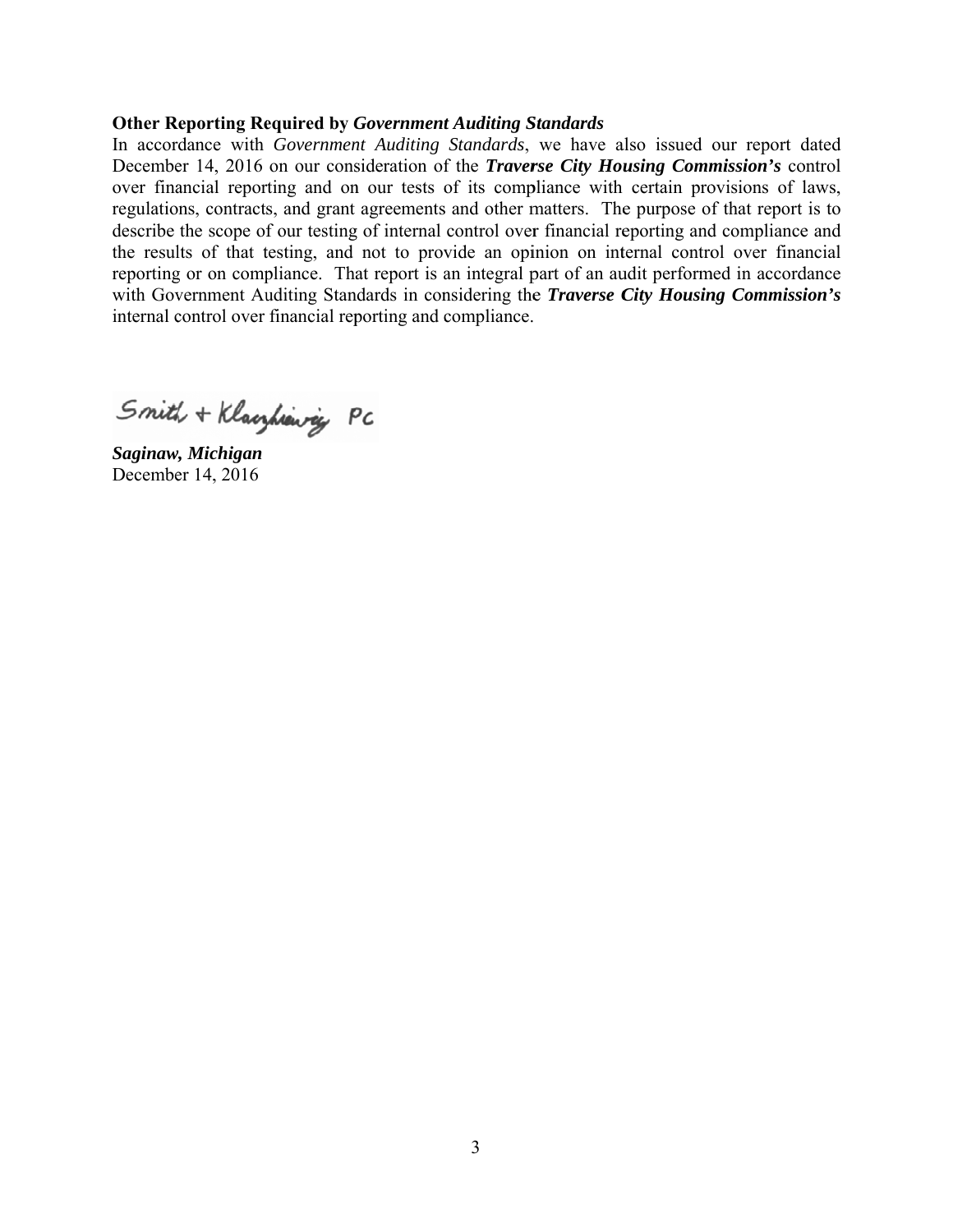**Other Reporting Required by *Government Auditing Standards***

In accordance with *Government Auditing Standards*, we have also issued our report dated December 14, 2016 on our consideration of the ***Traverse City Housing Commission's*** control over financial reporting and on our tests of its compliance with certain provisions of laws, regulations, contracts, and grant agreements and other matters. The purpose of that report is to describe the scope of our testing of internal control over financial reporting and compliance and the results of that testing, and not to provide an opinion on internal control over financial reporting or on compliance. That report is an integral part of an audit performed in accordance with Government Auditing Standards in considering the ***Traverse City Housing Commission's*** internal control over financial reporting and compliance.

Smith + Klaczkiewicz PC

***Saginaw, Michigan***
December 14, 2016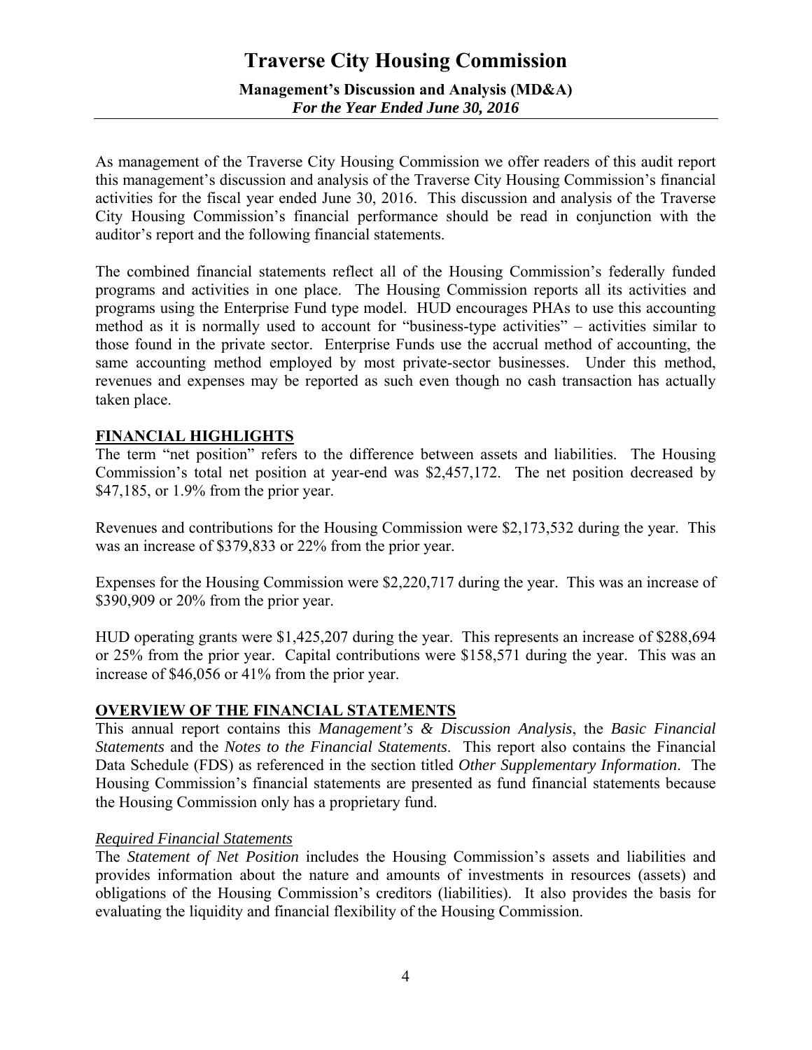# Traverse City Housing Commission

**Management's Discussion and Analysis (MD&A)**
***For the Year Ended June 30, 2016***

As management of the Traverse City Housing Commission we offer readers of this audit report this management's discussion and analysis of the Traverse City Housing Commission's financial activities for the fiscal year ended June 30, 2016. This discussion and analysis of the Traverse City Housing Commission's financial performance should be read in conjunction with the auditor's report and the following financial statements.

The combined financial statements reflect all of the Housing Commission's federally funded programs and activities in one place. The Housing Commission reports all its activities and programs using the Enterprise Fund type model. HUD encourages PHAs to use this accounting method as it is normally used to account for "business-type activities" – activities similar to those found in the private sector. Enterprise Funds use the accrual method of accounting, the same accounting method employed by most private-sector businesses. Under this method, revenues and expenses may be reported as such even though no cash transaction has actually taken place.

## FINANCIAL HIGHLIGHTS

The term "net position" refers to the difference between assets and liabilities. The Housing Commission's total net position at year-end was $2,457,172. The net position decreased by $47,185, or 1.9% from the prior year.

Revenues and contributions for the Housing Commission were $2,173,532 during the year. This was an increase of $379,833 or 22% from the prior year.

Expenses for the Housing Commission were $2,220,717 during the year. This was an increase of $390,909 or 20% from the prior year.

HUD operating grants were $1,425,207 during the year. This represents an increase of $288,694 or 25% from the prior year. Capital contributions were $158,571 during the year. This was an increase of $46,056 or 41% from the prior year.

## OVERVIEW OF THE FINANCIAL STATEMENTS

This annual report contains this *Management's & Discussion Analysis*, the *Basic Financial Statements* and the *Notes to the Financial Statements*. This report also contains the Financial Data Schedule (FDS) as referenced in the section titled *Other Supplementary Information*. The Housing Commission's financial statements are presented as fund financial statements because the Housing Commission only has a proprietary fund.

### *Required Financial Statements*

The *Statement of Net Position* includes the Housing Commission's assets and liabilities and provides information about the nature and amounts of investments in resources (assets) and obligations of the Housing Commission's creditors (liabilities). It also provides the basis for evaluating the liquidity and financial flexibility of the Housing Commission.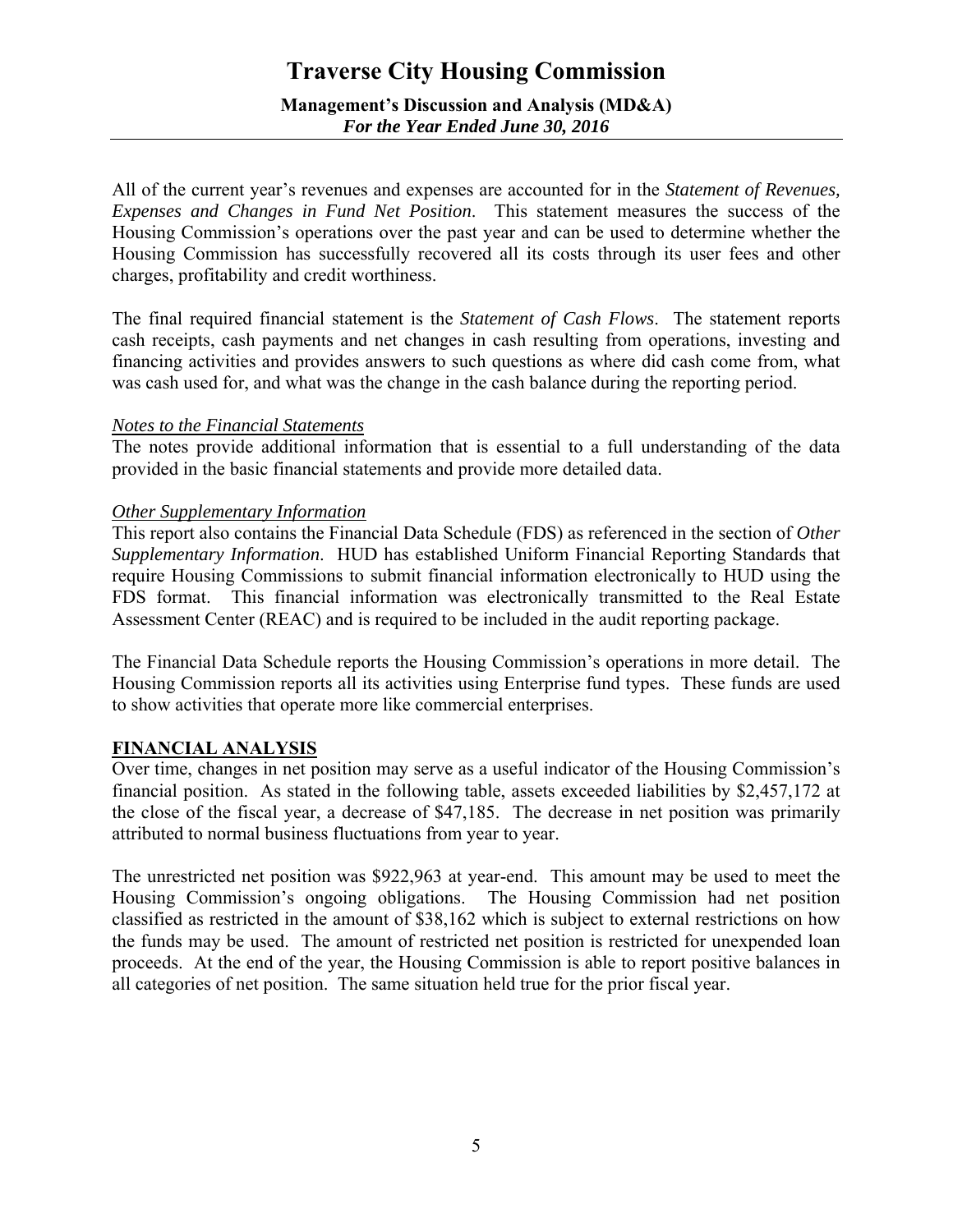All of the current year's revenues and expenses are accounted for in the *Statement of Revenues, Expenses and Changes in Fund Net Position*. This statement measures the success of the Housing Commission's operations over the past year and can be used to determine whether the Housing Commission has successfully recovered all its costs through its user fees and other charges, profitability and credit worthiness.

The final required financial statement is the *Statement of Cash Flows*. The statement reports cash receipts, cash payments and net changes in cash resulting from operations, investing and financing activities and provides answers to such questions as where did cash come from, what was cash used for, and what was the change in the cash balance during the reporting period.

*Notes to the Financial Statements*

The notes provide additional information that is essential to a full understanding of the data provided in the basic financial statements and provide more detailed data.

*Other Supplementary Information*

This report also contains the Financial Data Schedule (FDS) as referenced in the section of *Other Supplementary Information*. HUD has established Uniform Financial Reporting Standards that require Housing Commissions to submit financial information electronically to HUD using the FDS format. This financial information was electronically transmitted to the Real Estate Assessment Center (REAC) and is required to be included in the audit reporting package.

The Financial Data Schedule reports the Housing Commission's operations in more detail. The Housing Commission reports all its activities using Enterprise fund types. These funds are used to show activities that operate more like commercial enterprises.

## FINANCIAL ANALYSIS

Over time, changes in net position may serve as a useful indicator of the Housing Commission's financial position. As stated in the following table, assets exceeded liabilities by $2,457,172 at the close of the fiscal year, a decrease of $47,185. The decrease in net position was primarily attributed to normal business fluctuations from year to year.

The unrestricted net position was $922,963 at year-end. This amount may be used to meet the Housing Commission's ongoing obligations. The Housing Commission had net position classified as restricted in the amount of $38,162 which is subject to external restrictions on how the funds may be used. The amount of restricted net position is restricted for unexpended loan proceeds. At the end of the year, the Housing Commission is able to report positive balances in all categories of net position. The same situation held true for the prior fiscal year.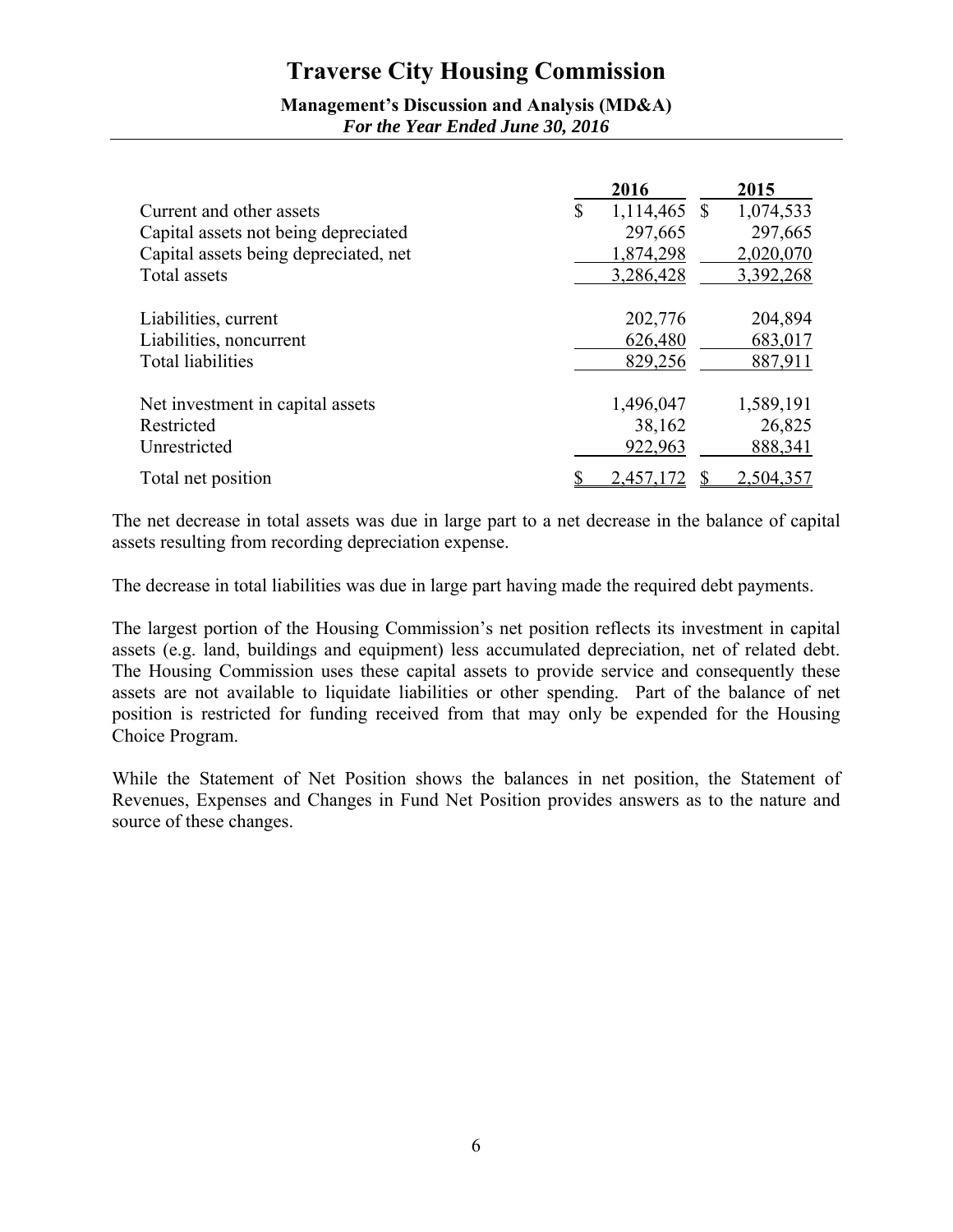| | 2016 | 2015 |
|---|---|---|
| Current and other assets | $ 1,114,465 | $ 1,074,533 |
| Capital assets not being depreciated | 297,665 | 297,665 |
| Capital assets being depreciated, net | 1,874,298 | 2,020,070 |
| Total assets | 3,286,428 | 3,392,268 |
| | | |
| Liabilities, current | 202,776 | 204,894 |
| Liabilities, noncurrent | 626,480 | 683,017 |
| Total liabilities | 829,256 | 887,911 |
| | | |
| Net investment in capital assets | 1,496,047 | 1,589,191 |
| Restricted | 38,162 | 26,825 |
| Unrestricted | 922,963 | 888,341 |
| Total net position | $ 2,457,172 | $ 2,504,357 |

The net decrease in total assets was due in large part to a net decrease in the balance of capital assets resulting from recording depreciation expense.

The decrease in total liabilities was due in large part having made the required debt payments.

The largest portion of the Housing Commission's net position reflects its investment in capital assets (e.g. land, buildings and equipment) less accumulated depreciation, net of related debt. The Housing Commission uses these capital assets to provide service and consequently these assets are not available to liquidate liabilities or other spending. Part of the balance of net position is restricted for funding received from that may only be expended for the Housing Choice Program.

While the Statement of Net Position shows the balances in net position, the Statement of Revenues, Expenses and Changes in Fund Net Position provides answers as to the nature and source of these changes.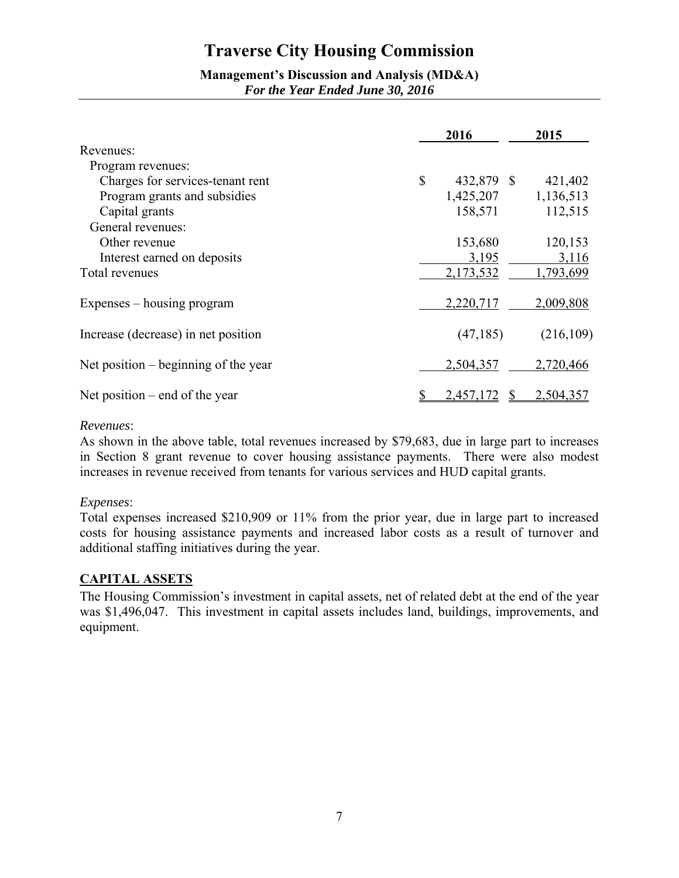# Traverse City Housing Commission

**Management's Discussion and Analysis (MD&A)**
***For the Year Ended June 30, 2016***

| | 2016 | 2015 |
|---|---|---|
| Revenues: | | |
| Program revenues: | | |
| Charges for services-tenant rent | $ 432,879 | $ 421,402 |
| Program grants and subsidies | 1,425,207 | 1,136,513 |
| Capital grants | 158,571 | 112,515 |
| General revenues: | | |
| Other revenue | 153,680 | 120,153 |
| Interest earned on deposits | 3,195 | 3,116 |
| Total revenues | 2,173,532 | 1,793,699 |
| Expenses – housing program | 2,220,717 | 2,009,808 |
| Increase (decrease) in net position | (47,185) | (216,109) |
| Net position – beginning of the year | 2,504,357 | 2,720,466 |
| Net position – end of the year | $ 2,457,172 | $ 2,504,357 |

*Revenues*:
As shown in the above table, total revenues increased by $79,683, due in large part to increases in Section 8 grant revenue to cover housing assistance payments. There were also modest increases in revenue received from tenants for various services and HUD capital grants.

*Expenses*:
Total expenses increased $210,909 or 11% from the prior year, due in large part to increased costs for housing assistance payments and increased labor costs as a result of turnover and additional staffing initiatives during the year.

## CAPITAL ASSETS

The Housing Commission's investment in capital assets, net of related debt at the end of the year was $1,496,047. This investment in capital assets includes land, buildings, improvements, and equipment.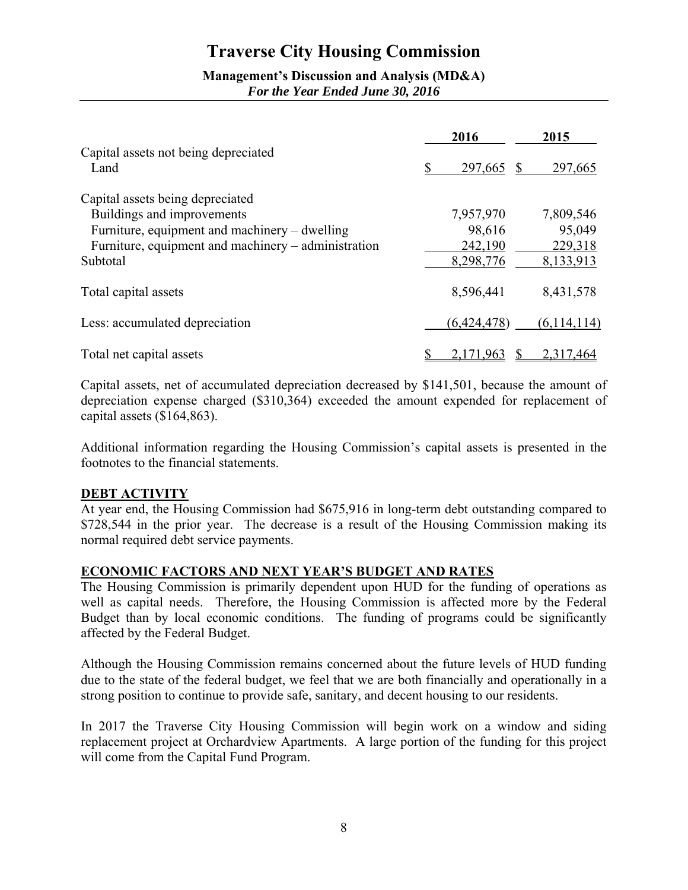| | 2016 | 2015 |
|---|---|---|
| Capital assets not being depreciated | | |
| Land | $ 297,665 | $ 297,665 |
| | | |
| Capital assets being depreciated | | |
| Buildings and improvements | 7,957,970 | 7,809,546 |
| Furniture, equipment and machinery – dwelling | 98,616 | 95,049 |
| Furniture, equipment and machinery – administration | 242,190 | 229,318 |
| Subtotal | 8,298,776 | 8,133,913 |
| | | |
| Total capital assets | 8,596,441 | 8,431,578 |
| | | |
| Less: accumulated depreciation | (6,424,478) | (6,114,114) |
| | | |
| Total net capital assets | $ 2,171,963 | $ 2,317,464 |

Capital assets, net of accumulated depreciation decreased by $141,501, because the amount of depreciation expense charged ($310,364) exceeded the amount expended for replacement of capital assets ($164,863).

Additional information regarding the Housing Commission's capital assets is presented in the footnotes to the financial statements.

## DEBT ACTIVITY

At year end, the Housing Commission had $675,916 in long-term debt outstanding compared to $728,544 in the prior year. The decrease is a result of the Housing Commission making its normal required debt service payments.

## ECONOMIC FACTORS AND NEXT YEAR'S BUDGET AND RATES

The Housing Commission is primarily dependent upon HUD for the funding of operations as well as capital needs. Therefore, the Housing Commission is affected more by the Federal Budget than by local economic conditions. The funding of programs could be significantly affected by the Federal Budget.

Although the Housing Commission remains concerned about the future levels of HUD funding due to the state of the federal budget, we feel that we are both financially and operationally in a strong position to continue to provide safe, sanitary, and decent housing to our residents.

In 2017 the Traverse City Housing Commission will begin work on a window and siding replacement project at Orchardview Apartments. A large portion of the funding for this project will come from the Capital Fund Program.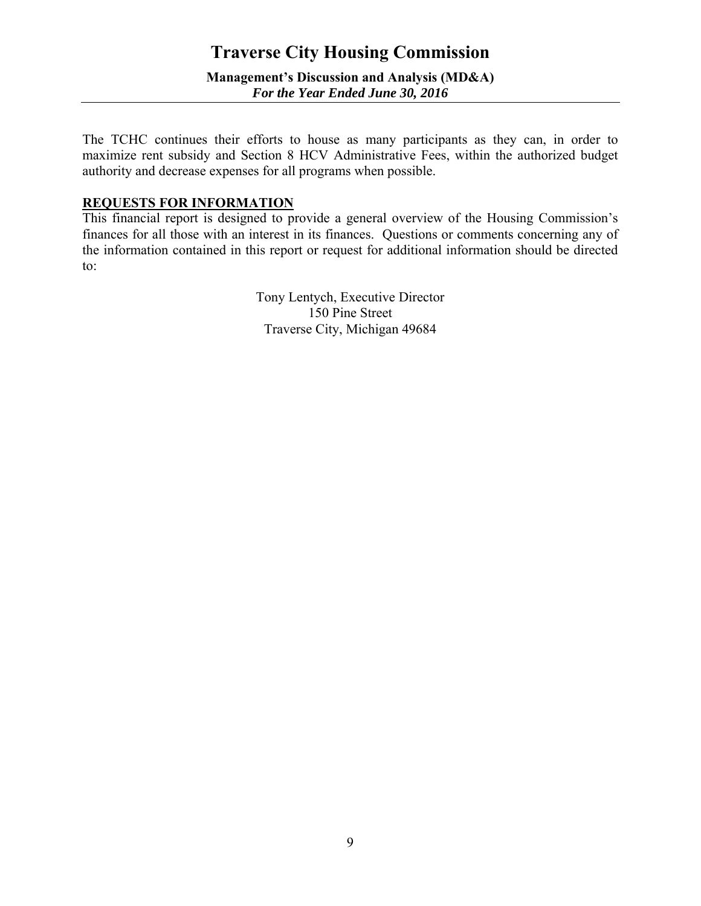The TCHC continues their efforts to house as many participants as they can, in order to maximize rent subsidy and Section 8 HCV Administrative Fees, within the authorized budget authority and decrease expenses for all programs when possible.

## REQUESTS FOR INFORMATION

This financial report is designed to provide a general overview of the Housing Commission's finances for all those with an interest in its finances. Questions or comments concerning any of the information contained in this report or request for additional information should be directed to:

Tony Lentych, Executive Director
150 Pine Street
Traverse City, Michigan 49684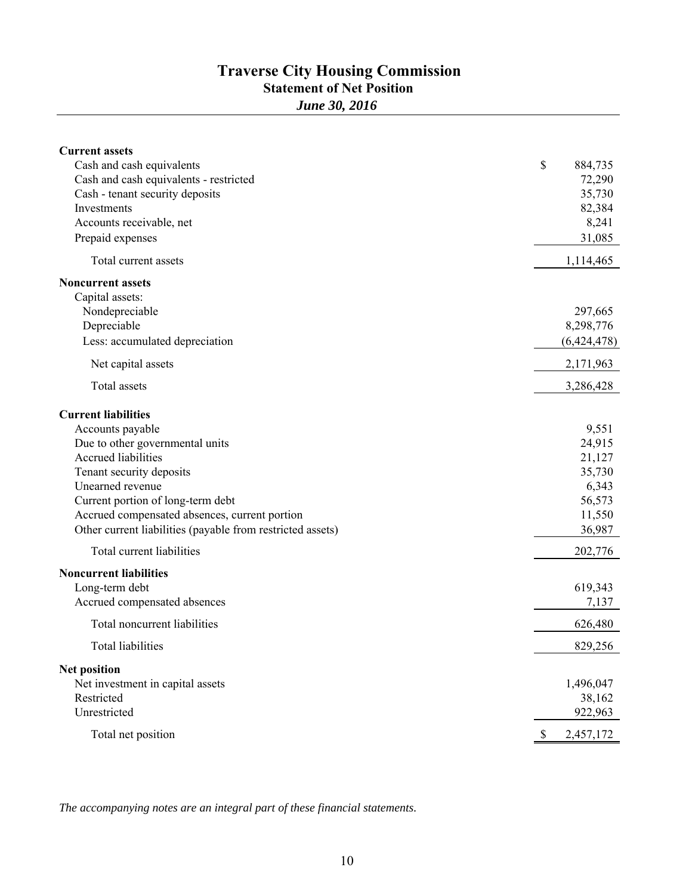# Traverse City Housing Commission

## Statement of Net Position

### *June 30, 2016*

| | |
|---|---|
| **Current assets** | |
| Cash and cash equivalents | $ 884,735 |
| Cash and cash equivalents - restricted | 72,290 |
| Cash - tenant security deposits | 35,730 |
| Investments | 82,384 |
| Accounts receivable, net | 8,241 |
| Prepaid expenses | 31,085 |
| Total current assets | 1,114,465 |
| **Noncurrent assets** | |
| Capital assets: | |
| Nondepreciable | 297,665 |
| Depreciable | 8,298,776 |
| Less: accumulated depreciation | (6,424,478) |
| Net capital assets | 2,171,963 |
| Total assets | 3,286,428 |
| **Current liabilities** | |
| Accounts payable | 9,551 |
| Due to other governmental units | 24,915 |
| Accrued liabilities | 21,127 |
| Tenant security deposits | 35,730 |
| Unearned revenue | 6,343 |
| Current portion of long-term debt | 56,573 |
| Accrued compensated absences, current portion | 11,550 |
| Other current liabilities (payable from restricted assets) | 36,987 |
| Total current liabilities | 202,776 |
| **Noncurrent liabilities** | |
| Long-term debt | 619,343 |
| Accrued compensated absences | 7,137 |
| Total noncurrent liabilities | 626,480 |
| Total liabilities | 829,256 |
| **Net position** | |
| Net investment in capital assets | 1,496,047 |
| Restricted | 38,162 |
| Unrestricted | 922,963 |
| Total net position | $ 2,457,172 |

*The accompanying notes are an integral part of these financial statements.*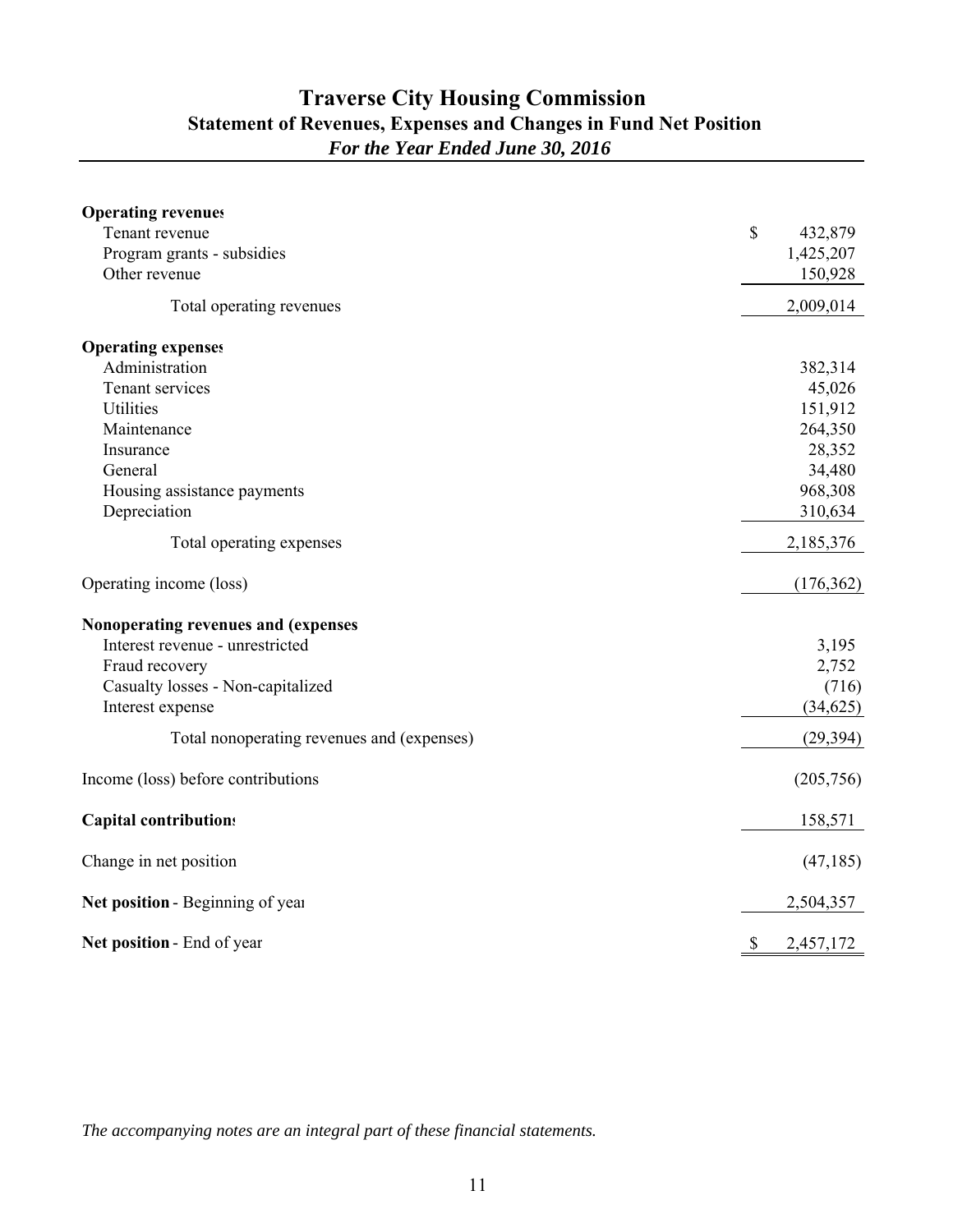# Traverse City Housing Commission

## Statement of Revenues, Expenses and Changes in Fund Net Position

*For the Year Ended June 30, 2016*

| | |
|---|---|
| **Operating revenues** | |
| Tenant revenue | $ 432,879 |
| Program grants - subsidies | 1,425,207 |
| Other revenue | 150,928 |
| Total operating revenues | 2,009,014 |
| **Operating expenses** | |
| Administration | 382,314 |
| Tenant services | 45,026 |
| Utilities | 151,912 |
| Maintenance | 264,350 |
| Insurance | 28,352 |
| General | 34,480 |
| Housing assistance payments | 968,308 |
| Depreciation | 310,634 |
| Total operating expenses | 2,185,376 |
| Operating income (loss) | (176,362) |
| **Nonoperating revenues and (expenses** | |
| Interest revenue - unrestricted | 3,195 |
| Fraud recovery | 2,752 |
| Casualty losses - Non-capitalized | (716) |
| Interest expense | (34,625) |
| Total nonoperating revenues and (expenses) | (29,394) |
| Income (loss) before contributions | (205,756) |
| **Capital contributions** | 158,571 |
| Change in net position | (47,185) |
| **Net position** - Beginning of year | 2,504,357 |
| **Net position** - End of year | $ 2,457,172 |

*The accompanying notes are an integral part of these financial statements.*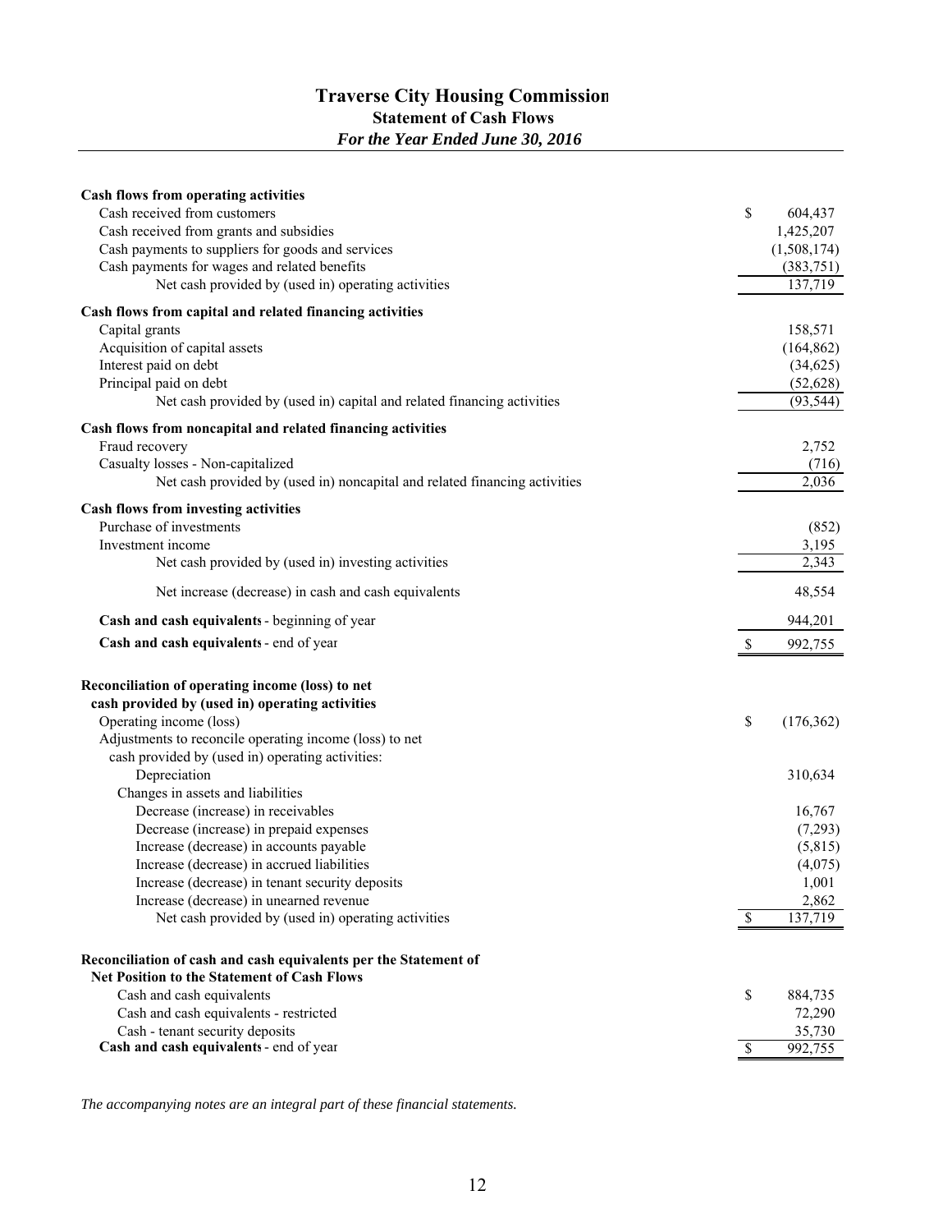# Traverse City Housing Commission
## Statement of Cash Flows
### *For the Year Ended June 30, 2016*

| | |
|---|---|
| **Cash flows from operating activities** | |
| Cash received from customers | $ 604,437 |
| Cash received from grants and subsidies | 1,425,207 |
| Cash payments to suppliers for goods and services | (1,508,174) |
| Cash payments for wages and related benefits | (383,751) |
| Net cash provided by (used in) operating activities | 137,719 |
| **Cash flows from capital and related financing activities** | |
| Capital grants | 158,571 |
| Acquisition of capital assets | (164,862) |
| Interest paid on debt | (34,625) |
| Principal paid on debt | (52,628) |
| Net cash provided by (used in) capital and related financing activities | (93,544) |
| **Cash flows from noncapital and related financing activities** | |
| Fraud recovery | 2,752 |
| Casualty losses - Non-capitalized | (716) |
| Net cash provided by (used in) noncapital and related financing activities | 2,036 |
| **Cash flows from investing activities** | |
| Purchase of investments | (852) |
| Investment income | 3,195 |
| Net cash provided by (used in) investing activities | 2,343 |
| Net increase (decrease) in cash and cash equivalents | 48,554 |
| **Cash and cash equivalents** - beginning of year | 944,201 |
| **Cash and cash equivalents** - end of year | $ 992,755 |

| | |
|---|---|
| **Reconciliation of operating income (loss) to net cash provided by (used in) operating activities** | |
| Operating income (loss) | $ (176,362) |
| Adjustments to reconcile operating income (loss) to net cash provided by (used in) operating activities: | |
| Depreciation | 310,634 |
| Changes in assets and liabilities | |
| Decrease (increase) in receivables | 16,767 |
| Decrease (increase) in prepaid expenses | (7,293) |
| Increase (decrease) in accounts payable | (5,815) |
| Increase (decrease) in accrued liabilities | (4,075) |
| Increase (decrease) in tenant security deposits | 1,001 |
| Increase (decrease) in unearned revenue | 2,862 |
| Net cash provided by (used in) operating activities | $ 137,719 |

| | |
|---|---|
| **Reconciliation of cash and cash equivalents per the Statement of Net Position to the Statement of Cash Flows** | |
| Cash and cash equivalents | $ 884,735 |
| Cash and cash equivalents - restricted | 72,290 |
| Cash - tenant security deposits | 35,730 |
| **Cash and cash equivalents** - end of year | $ 992,755 |

*The accompanying notes are an integral part of these financial statements.*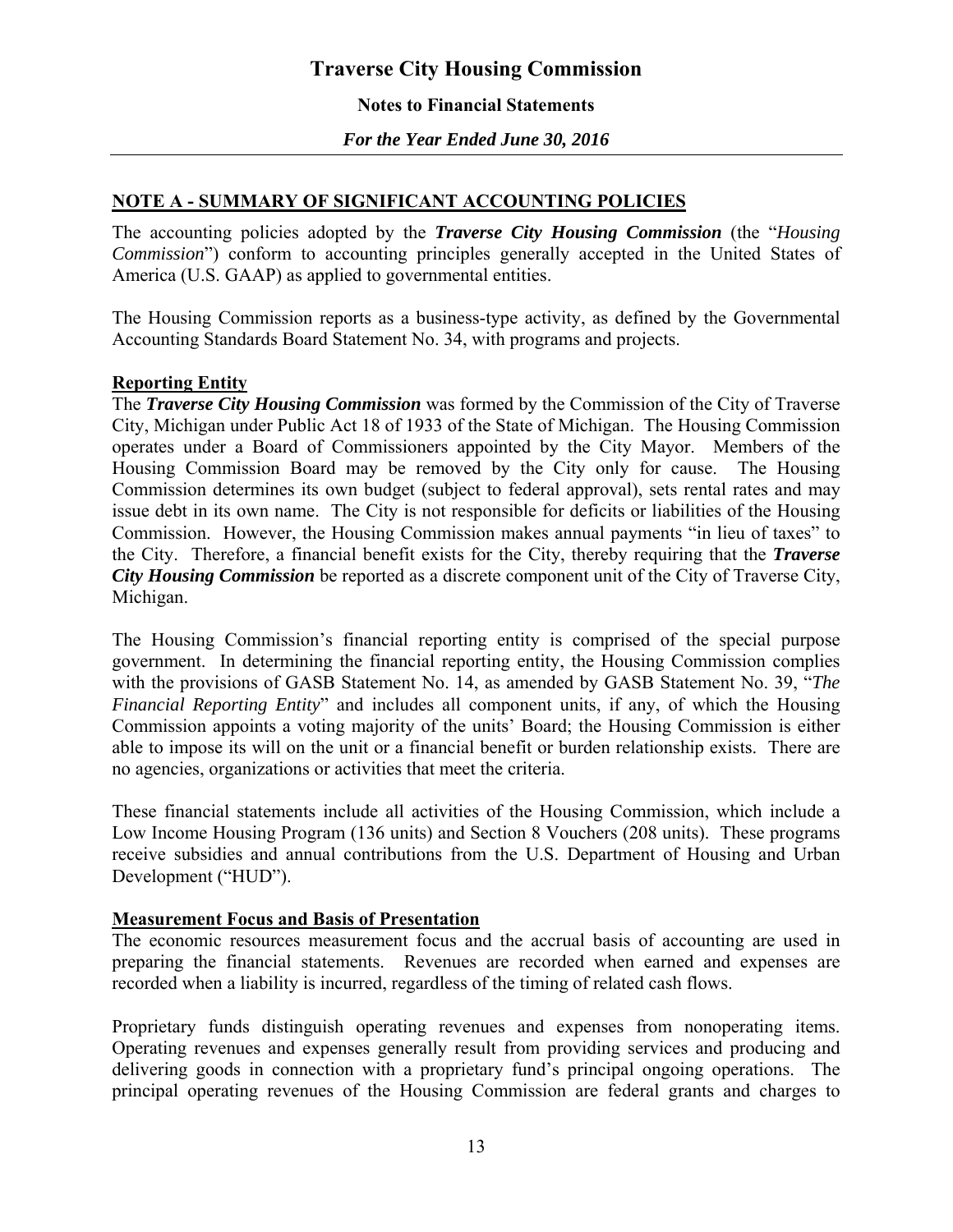## NOTE A - SUMMARY OF SIGNIFICANT ACCOUNTING POLICIES

The accounting policies adopted by the ***Traverse City Housing Commission*** (the "*Housing Commission*") conform to accounting principles generally accepted in the United States of America (U.S. GAAP) as applied to governmental entities.

The Housing Commission reports as a business-type activity, as defined by the Governmental Accounting Standards Board Statement No. 34, with programs and projects.

### Reporting Entity

The ***Traverse City Housing Commission*** was formed by the Commission of the City of Traverse City, Michigan under Public Act 18 of 1933 of the State of Michigan. The Housing Commission operates under a Board of Commissioners appointed by the City Mayor. Members of the Housing Commission Board may be removed by the City only for cause. The Housing Commission determines its own budget (subject to federal approval), sets rental rates and may issue debt in its own name. The City is not responsible for deficits or liabilities of the Housing Commission. However, the Housing Commission makes annual payments "in lieu of taxes" to the City. Therefore, a financial benefit exists for the City, thereby requiring that the ***Traverse City Housing Commission*** be reported as a discrete component unit of the City of Traverse City, Michigan.

The Housing Commission's financial reporting entity is comprised of the special purpose government. In determining the financial reporting entity, the Housing Commission complies with the provisions of GASB Statement No. 14, as amended by GASB Statement No. 39, "*The Financial Reporting Entity*" and includes all component units, if any, of which the Housing Commission appoints a voting majority of the units' Board; the Housing Commission is either able to impose its will on the unit or a financial benefit or burden relationship exists. There are no agencies, organizations or activities that meet the criteria.

These financial statements include all activities of the Housing Commission, which include a Low Income Housing Program (136 units) and Section 8 Vouchers (208 units). These programs receive subsidies and annual contributions from the U.S. Department of Housing and Urban Development ("HUD").

### Measurement Focus and Basis of Presentation

The economic resources measurement focus and the accrual basis of accounting are used in preparing the financial statements. Revenues are recorded when earned and expenses are recorded when a liability is incurred, regardless of the timing of related cash flows.

Proprietary funds distinguish operating revenues and expenses from nonoperating items. Operating revenues and expenses generally result from providing services and producing and delivering goods in connection with a proprietary fund's principal ongoing operations. The principal operating revenues of the Housing Commission are federal grants and charges to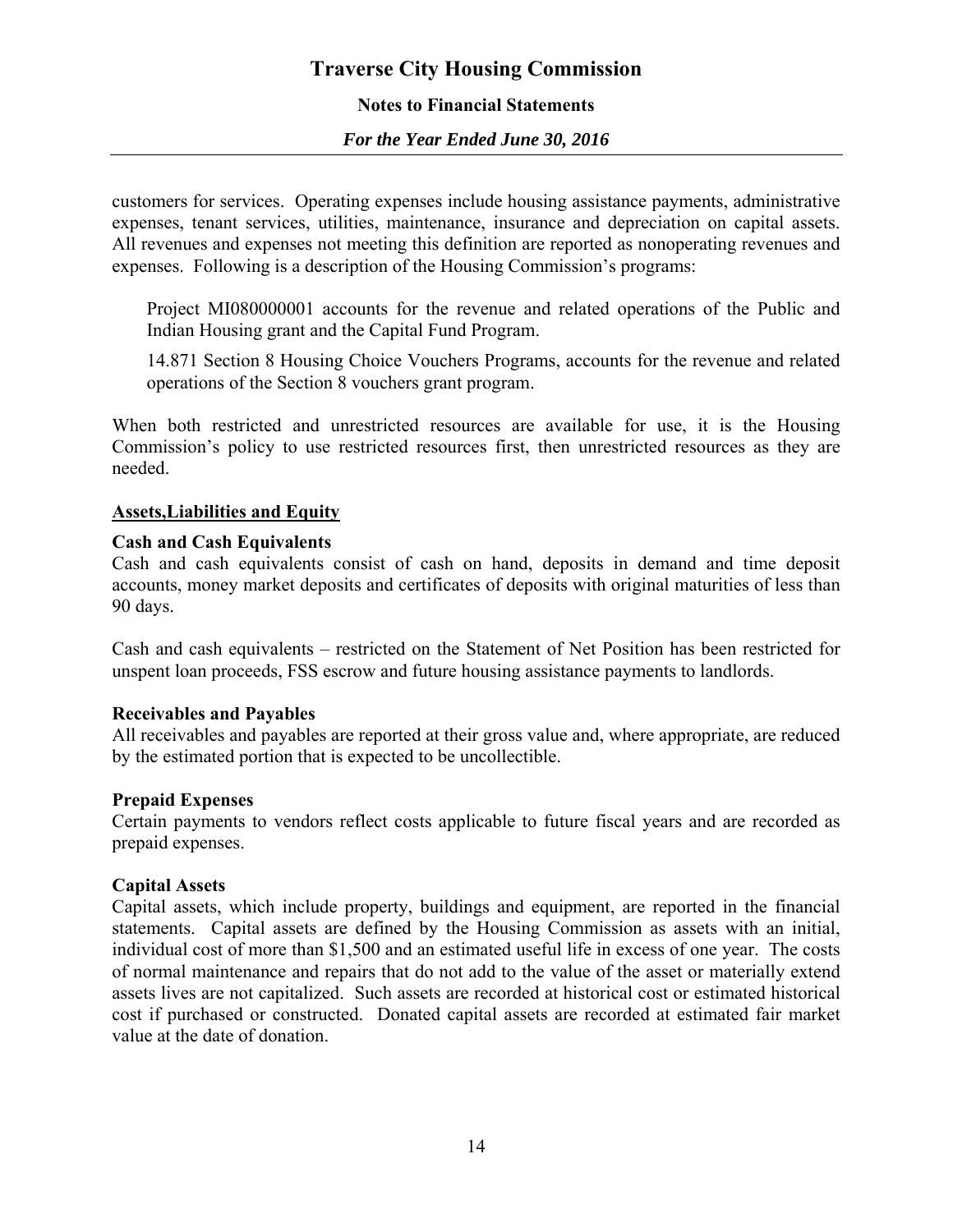customers for services. Operating expenses include housing assistance payments, administrative expenses, tenant services, utilities, maintenance, insurance and depreciation on capital assets. All revenues and expenses not meeting this definition are reported as nonoperating revenues and expenses. Following is a description of the Housing Commission's programs:

> Project MI080000001 accounts for the revenue and related operations of the Public and Indian Housing grant and the Capital Fund Program.
>
> 14.871 Section 8 Housing Choice Vouchers Programs, accounts for the revenue and related operations of the Section 8 vouchers grant program.

When both restricted and unrestricted resources are available for use, it is the Housing Commission's policy to use restricted resources first, then unrestricted resources as they are needed.

**<u>Assets,Liabilities and Equity</u>**

**Cash and Cash Equivalents**

Cash and cash equivalents consist of cash on hand, deposits in demand and time deposit accounts, money market deposits and certificates of deposits with original maturities of less than 90 days.

Cash and cash equivalents – restricted on the Statement of Net Position has been restricted for unspent loan proceeds, FSS escrow and future housing assistance payments to landlords.

**Receivables and Payables**

All receivables and payables are reported at their gross value and, where appropriate, are reduced by the estimated portion that is expected to be uncollectible.

**Prepaid Expenses**

Certain payments to vendors reflect costs applicable to future fiscal years and are recorded as prepaid expenses.

**Capital Assets**

Capital assets, which include property, buildings and equipment, are reported in the financial statements. Capital assets are defined by the Housing Commission as assets with an initial, individual cost of more than $1,500 and an estimated useful life in excess of one year. The costs of normal maintenance and repairs that do not add to the value of the asset or materially extend assets lives are not capitalized. Such assets are recorded at historical cost or estimated historical cost if purchased or constructed. Donated capital assets are recorded at estimated fair market value at the date of donation.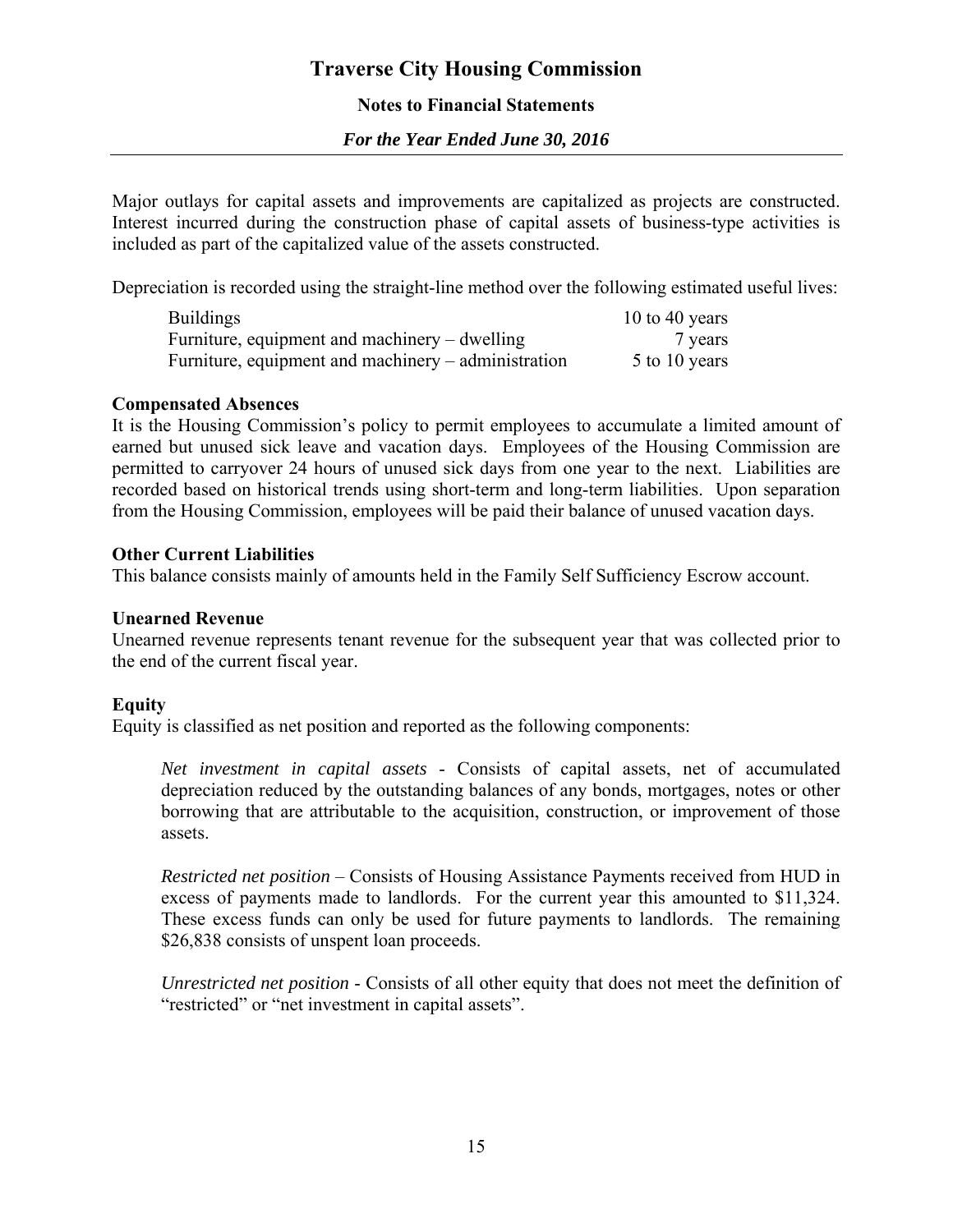Major outlays for capital assets and improvements are capitalized as projects are constructed. Interest incurred during the construction phase of capital assets of business-type activities is included as part of the capitalized value of the assets constructed.

Depreciation is recorded using the straight-line method over the following estimated useful lives:

| | |
|---|---|
| Buildings | 10 to 40 years |
| Furniture, equipment and machinery – dwelling | 7 years |
| Furniture, equipment and machinery – administration | 5 to 10 years |

**Compensated Absences**

It is the Housing Commission's policy to permit employees to accumulate a limited amount of earned but unused sick leave and vacation days. Employees of the Housing Commission are permitted to carryover 24 hours of unused sick days from one year to the next. Liabilities are recorded based on historical trends using short-term and long-term liabilities. Upon separation from the Housing Commission, employees will be paid their balance of unused vacation days.

**Other Current Liabilities**

This balance consists mainly of amounts held in the Family Self Sufficiency Escrow account.

**Unearned Revenue**

Unearned revenue represents tenant revenue for the subsequent year that was collected prior to the end of the current fiscal year.

**Equity**

Equity is classified as net position and reported as the following components:

*Net investment in capital assets* - Consists of capital assets, net of accumulated depreciation reduced by the outstanding balances of any bonds, mortgages, notes or other borrowing that are attributable to the acquisition, construction, or improvement of those assets.

*Restricted net position* – Consists of Housing Assistance Payments received from HUD in excess of payments made to landlords. For the current year this amounted to $11,324. These excess funds can only be used for future payments to landlords. The remaining $26,838 consists of unspent loan proceeds.

*Unrestricted net position* - Consists of all other equity that does not meet the definition of "restricted" or "net investment in capital assets".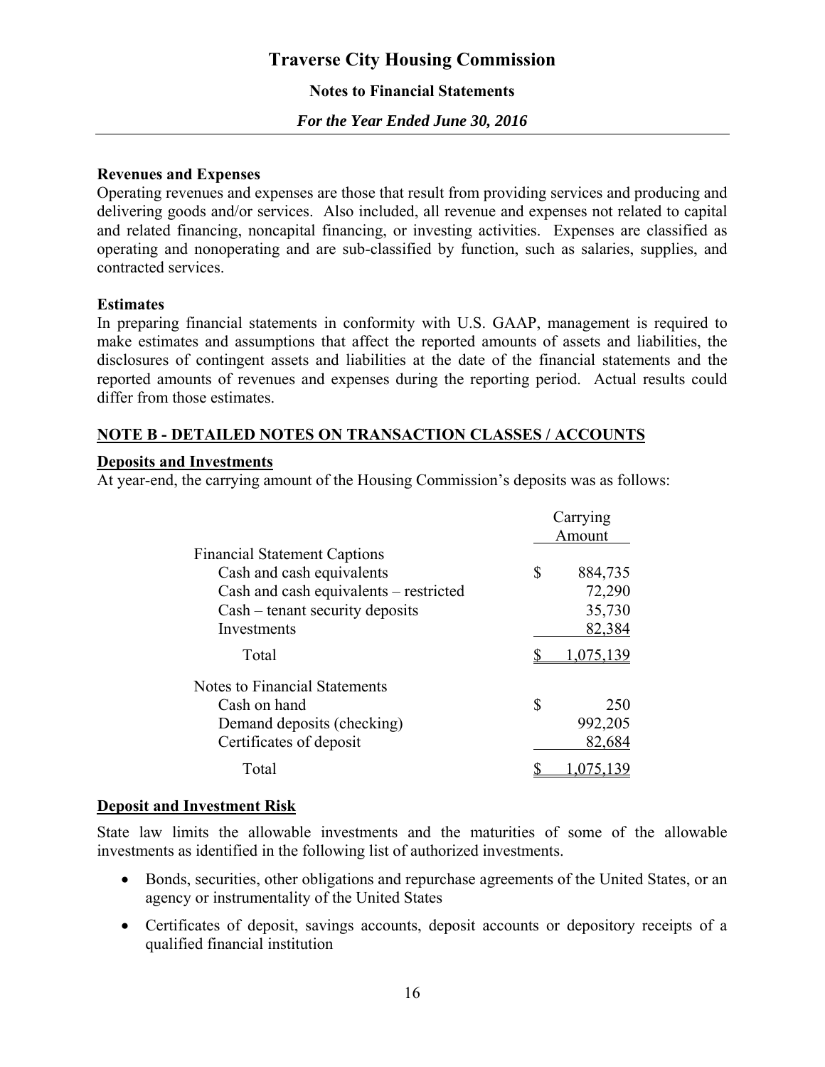**Revenues and Expenses**
Operating revenues and expenses are those that result from providing services and producing and delivering goods and/or services. Also included, all revenue and expenses not related to capital and related financing, noncapital financing, or investing activities. Expenses are classified as operating and nonoperating and are sub-classified by function, such as salaries, supplies, and contracted services.

**Estimates**
In preparing financial statements in conformity with U.S. GAAP, management is required to make estimates and assumptions that affect the reported amounts of assets and liabilities, the disclosures of contingent assets and liabilities at the date of the financial statements and the reported amounts of revenues and expenses during the reporting period. Actual results could differ from those estimates.

## NOTE B - DETAILED NOTES ON TRANSACTION CLASSES / ACCOUNTS

**Deposits and Investments**
At year-end, the carrying amount of the Housing Commission's deposits was as follows:

| | Carrying Amount |
|---|---|
| Financial Statement Captions | |
| Cash and cash equivalents | $ 884,735 |
| Cash and cash equivalents – restricted | 72,290 |
| Cash – tenant security deposits | 35,730 |
| Investments | 82,384 |
| Total | $ 1,075,139 |
| Notes to Financial Statements | |
| Cash on hand | $ 250 |
| Demand deposits (checking) | 992,205 |
| Certificates of deposit | 82,684 |
| Total | $ 1,075,139 |

**Deposit and Investment Risk**

State law limits the allowable investments and the maturities of some of the allowable investments as identified in the following list of authorized investments.

- Bonds, securities, other obligations and repurchase agreements of the United States, or an agency or instrumentality of the United States
- Certificates of deposit, savings accounts, deposit accounts or depository receipts of a qualified financial institution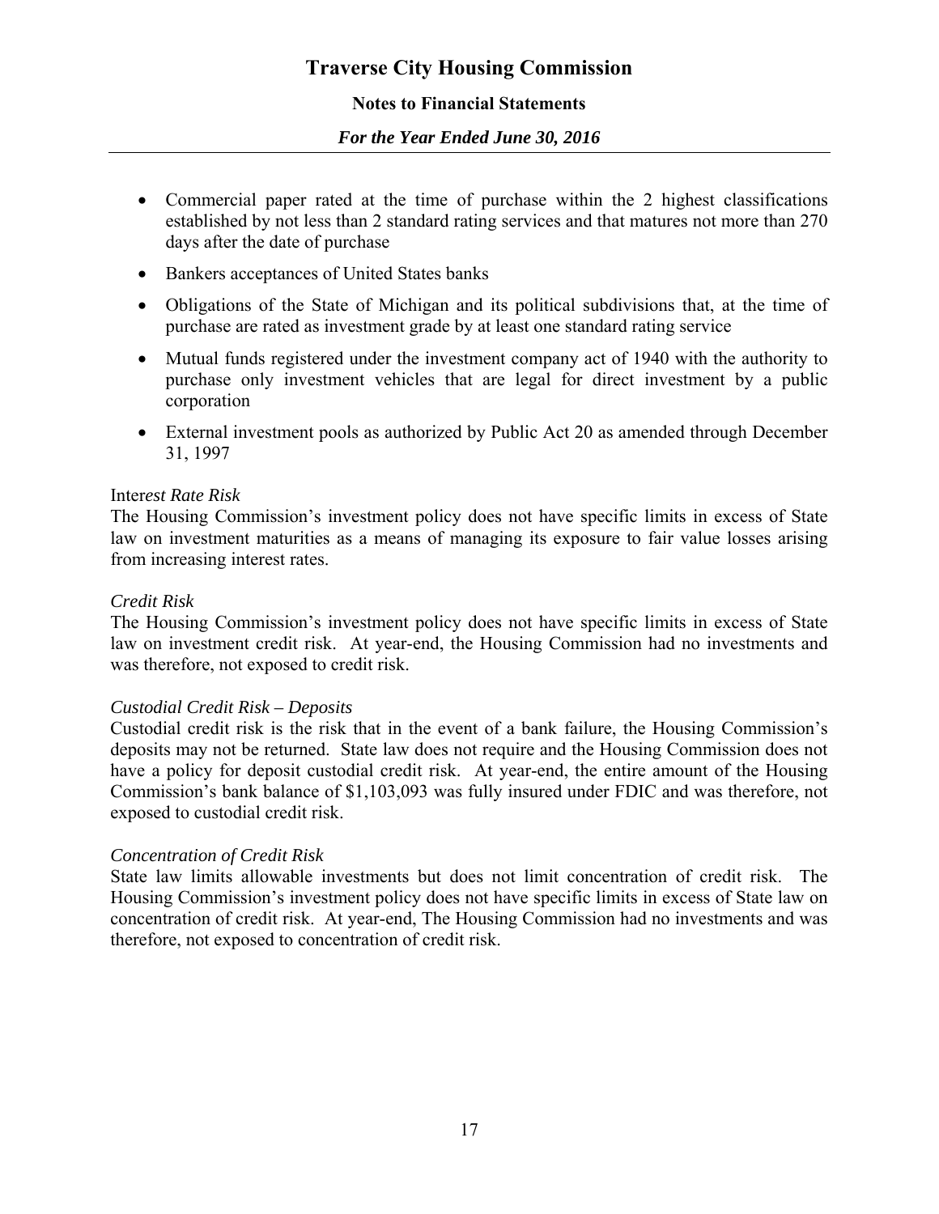- Commercial paper rated at the time of purchase within the 2 highest classifications established by not less than 2 standard rating services and that matures not more than 270 days after the date of purchase
- Bankers acceptances of United States banks
- Obligations of the State of Michigan and its political subdivisions that, at the time of purchase are rated as investment grade by at least one standard rating service
- Mutual funds registered under the investment company act of 1940 with the authority to purchase only investment vehicles that are legal for direct investment by a public corporation
- External investment pools as authorized by Public Act 20 as amended through December 31, 1997

Inter*est Rate Risk*
The Housing Commission's investment policy does not have specific limits in excess of State law on investment maturities as a means of managing its exposure to fair value losses arising from increasing interest rates.

*Credit Risk*
The Housing Commission's investment policy does not have specific limits in excess of State law on investment credit risk. At year-end, the Housing Commission had no investments and was therefore, not exposed to credit risk.

*Custodial Credit Risk – Deposits*
Custodial credit risk is the risk that in the event of a bank failure, the Housing Commission's deposits may not be returned. State law does not require and the Housing Commission does not have a policy for deposit custodial credit risk. At year-end, the entire amount of the Housing Commission's bank balance of $1,103,093 was fully insured under FDIC and was therefore, not exposed to custodial credit risk.

*Concentration of Credit Risk*
State law limits allowable investments but does not limit concentration of credit risk. The Housing Commission's investment policy does not have specific limits in excess of State law on concentration of credit risk. At year-end, The Housing Commission had no investments and was therefore, not exposed to concentration of credit risk.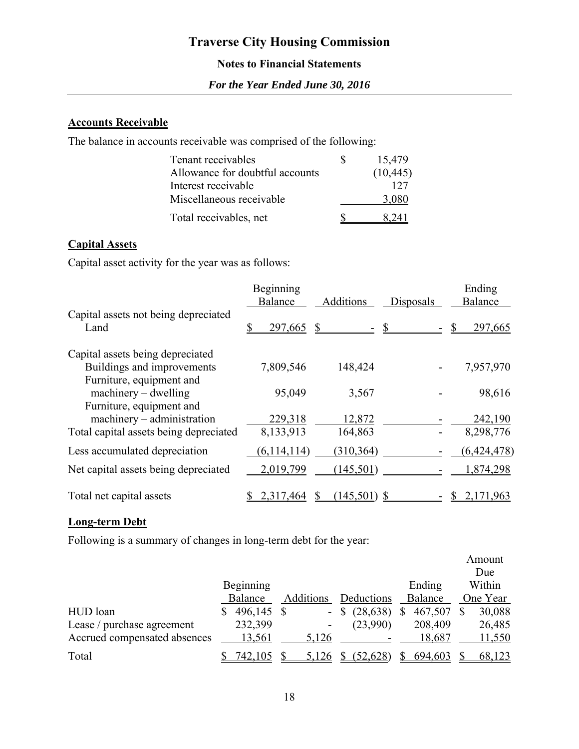## Accounts Receivable

The balance in accounts receivable was comprised of the following:

| | |
|---|---|
| Tenant receivables | $ 15,479 |
| Allowance for doubtful accounts | (10,445) |
| Interest receivable | 127 |
| Miscellaneous receivable | 3,080 |
| Total receivables, net | $ 8,241 |

## Capital Assets

Capital asset activity for the year was as follows:

| | Beginning Balance | Additions | Disposals | Ending Balance |
|---|---|---|---|---|
| Capital assets not being depreciated | | | | |
| Land | $ 297,665 | $ - | $ - | $ 297,665 |
| Capital assets being depreciated | | | | |
| Buildings and improvements | 7,809,546 | 148,424 | - | 7,957,970 |
| Furniture, equipment and machinery – dwelling | 95,049 | 3,567 | - | 98,616 |
| Furniture, equipment and machinery – administration | 229,318 | 12,872 | - | 242,190 |
| Total capital assets being depreciated | 8,133,913 | 164,863 | - | 8,298,776 |
| Less accumulated depreciation | (6,114,114) | (310,364) | - | (6,424,478) |
| Net capital assets being depreciated | 2,019,799 | (145,501) | - | 1,874,298 |
| Total net capital assets | $ 2,317,464 | $ (145,501) | $ - | $ 2,171,963 |

## Long-term Debt

Following is a summary of changes in long-term debt for the year:

| | Beginning Balance | Additions | Deductions | Ending Balance | Amount Due Within One Year |
|---|---|---|---|---|---|
| HUD loan | $ 496,145 | $ - | $ (28,638) | $ 467,507 | $ 30,088 |
| Lease / purchase agreement | 232,399 | - | (23,990) | 208,409 | 26,485 |
| Accrued compensated absences | 13,561 | 5,126 | - | 18,687 | 11,550 |
| Total | $ 742,105 | $ 5,126 | $ (52,628) | $ 694,603 | $ 68,123 |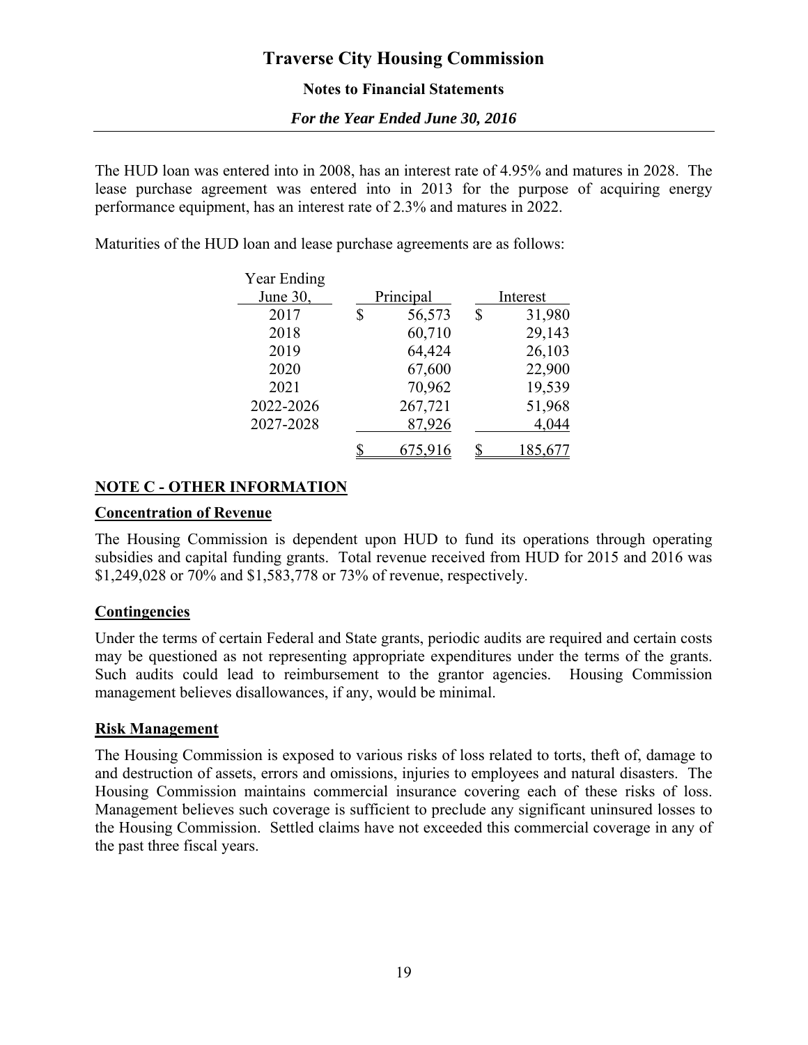The HUD loan was entered into in 2008, has an interest rate of 4.95% and matures in 2028. The lease purchase agreement was entered into in 2013 for the purpose of acquiring energy performance equipment, has an interest rate of 2.3% and matures in 2022.

Maturities of the HUD loan and lease purchase agreements are as follows:

| Year Ending June 30, | Principal | Interest |
|---|---|---|
| 2017 | $ 56,573 | $ 31,980 |
| 2018 | 60,710 | 29,143 |
| 2019 | 64,424 | 26,103 |
| 2020 | 67,600 | 22,900 |
| 2021 | 70,962 | 19,539 |
| 2022-2026 | 267,721 | 51,968 |
| 2027-2028 | 87,926 | 4,044 |
| | $ 675,916 | $ 185,677 |

## NOTE C - OTHER INFORMATION

### Concentration of Revenue

The Housing Commission is dependent upon HUD to fund its operations through operating subsidies and capital funding grants. Total revenue received from HUD for 2015 and 2016 was $1,249,028 or 70% and $1,583,778 or 73% of revenue, respectively.

### Contingencies

Under the terms of certain Federal and State grants, periodic audits are required and certain costs may be questioned as not representing appropriate expenditures under the terms of the grants. Such audits could lead to reimbursement to the grantor agencies. Housing Commission management believes disallowances, if any, would be minimal.

### Risk Management

The Housing Commission is exposed to various risks of loss related to torts, theft of, damage to and destruction of assets, errors and omissions, injuries to employees and natural disasters. The Housing Commission maintains commercial insurance covering each of these risks of loss. Management believes such coverage is sufficient to preclude any significant uninsured losses to the Housing Commission. Settled claims have not exceeded this commercial coverage in any of the past three fiscal years.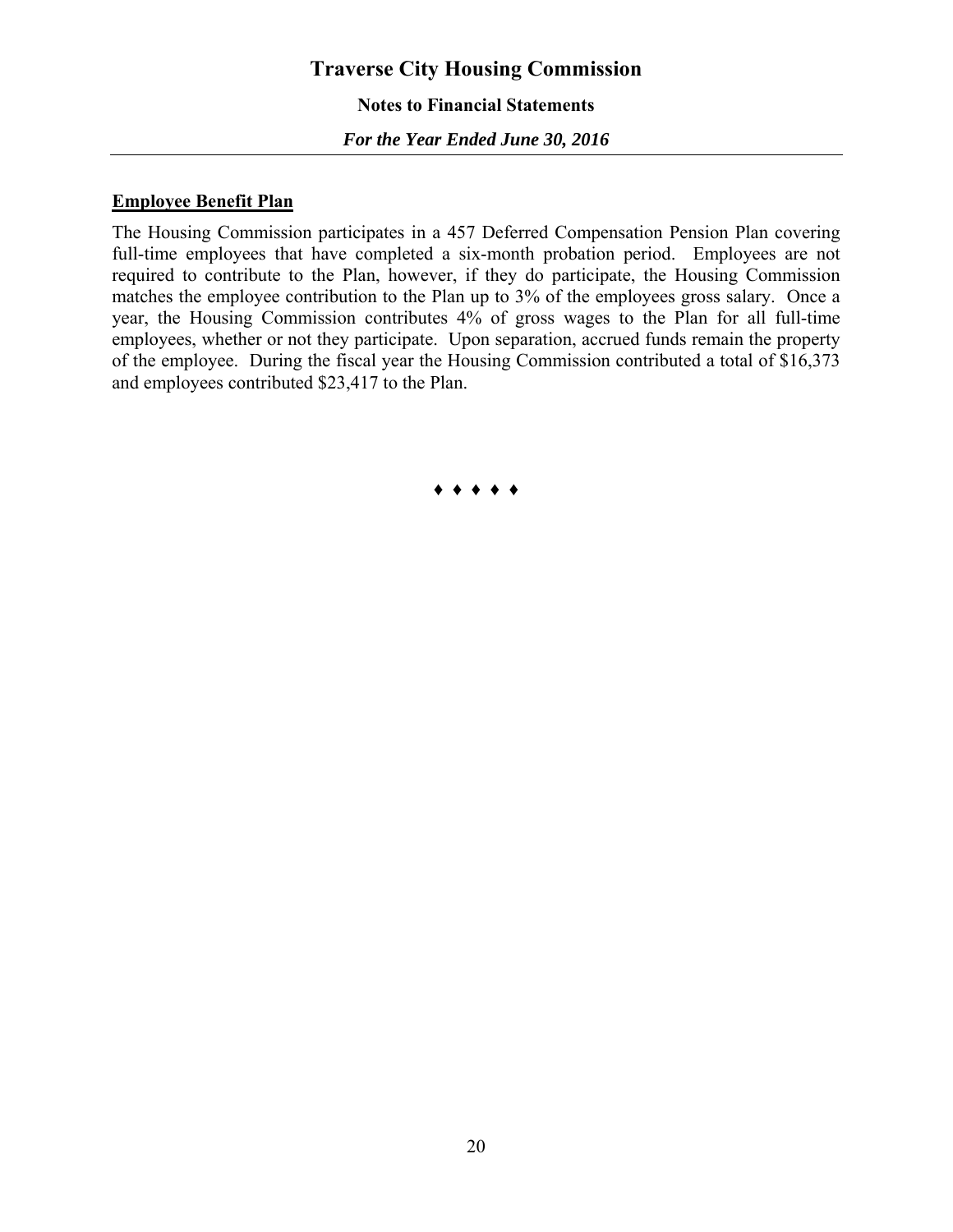## Employee Benefit Plan

The Housing Commission participates in a 457 Deferred Compensation Pension Plan covering full-time employees that have completed a six-month probation period. Employees are not required to contribute to the Plan, however, if they do participate, the Housing Commission matches the employee contribution to the Plan up to 3% of the employees gross salary. Once a year, the Housing Commission contributes 4% of gross wages to the Plan for all full-time employees, whether or not they participate. Upon separation, accrued funds remain the property of the employee. During the fiscal year the Housing Commission contributed a total of $16,373 and employees contributed $23,417 to the Plan.

♦ ♦ ♦ ♦ ♦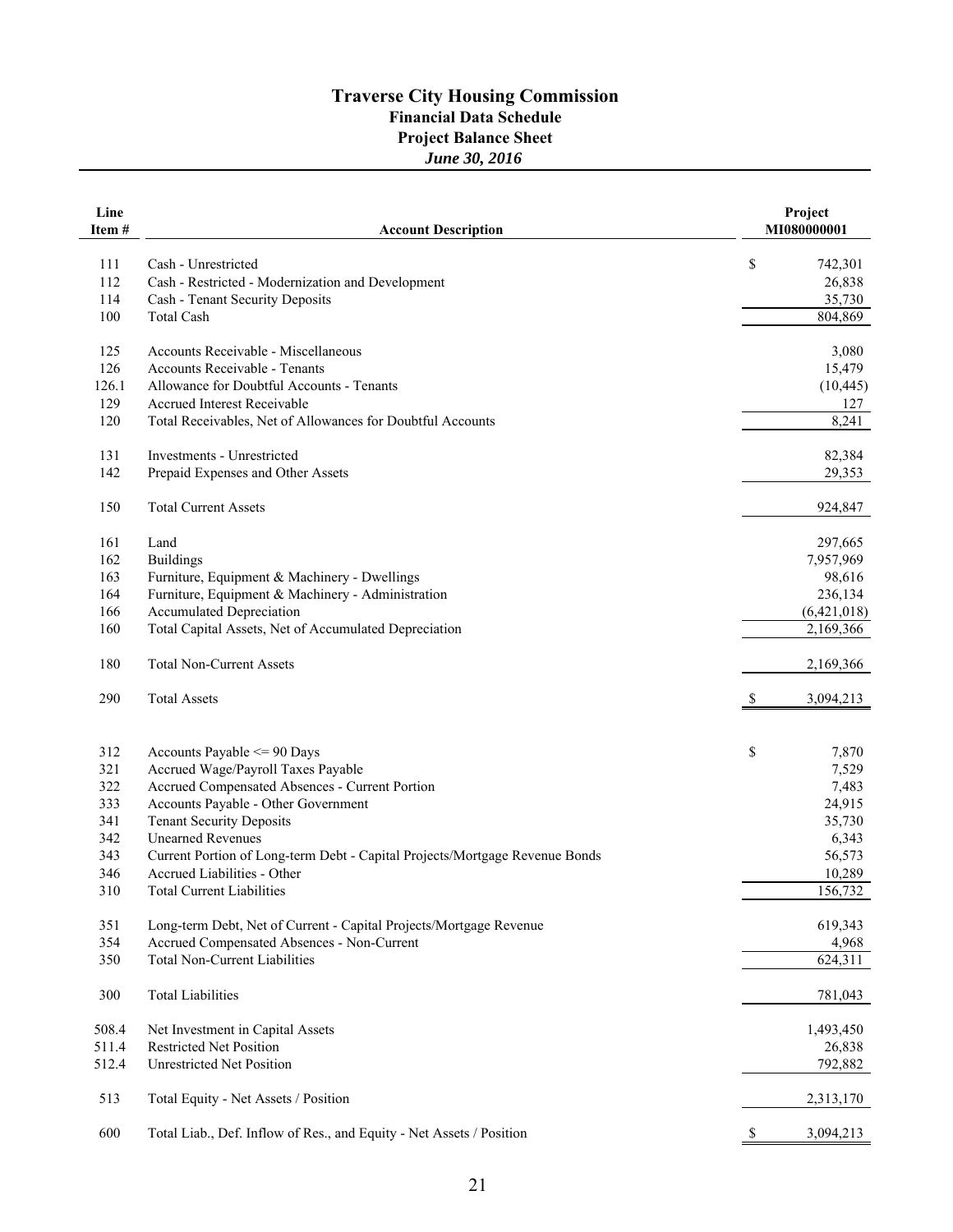# Traverse City Housing Commission

## Financial Data Schedule

## Project Balance Sheet

### *June 30, 2016*

| Line Item # | Account Description | Project MI080000001 |
|---|---|---|
| 111 | Cash - Unrestricted | $ 742,301 |
| 112 | Cash - Restricted - Modernization and Development | 26,838 |
| 114 | Cash - Tenant Security Deposits | 35,730 |
| 100 | Total Cash | 804,869 |
| | | |
| 125 | Accounts Receivable - Miscellaneous | 3,080 |
| 126 | Accounts Receivable - Tenants | 15,479 |
| 126.1 | Allowance for Doubtful Accounts - Tenants | (10,445) |
| 129 | Accrued Interest Receivable | 127 |
| 120 | Total Receivables, Net of Allowances for Doubtful Accounts | 8,241 |
| | | |
| 131 | Investments - Unrestricted | 82,384 |
| 142 | Prepaid Expenses and Other Assets | 29,353 |
| | | |
| 150 | Total Current Assets | 924,847 |
| | | |
| 161 | Land | 297,665 |
| 162 | Buildings | 7,957,969 |
| 163 | Furniture, Equipment & Machinery - Dwellings | 98,616 |
| 164 | Furniture, Equipment & Machinery - Administration | 236,134 |
| 166 | Accumulated Depreciation | (6,421,018) |
| 160 | Total Capital Assets, Net of Accumulated Depreciation | 2,169,366 |
| | | |
| 180 | Total Non-Current Assets | 2,169,366 |
| | | |
| 290 | Total Assets | $ 3,094,213 |
| | | |
| 312 | Accounts Payable <= 90 Days | $ 7,870 |
| 321 | Accrued Wage/Payroll Taxes Payable | 7,529 |
| 322 | Accrued Compensated Absences - Current Portion | 7,483 |
| 333 | Accounts Payable - Other Government | 24,915 |
| 341 | Tenant Security Deposits | 35,730 |
| 342 | Unearned Revenues | 6,343 |
| 343 | Current Portion of Long-term Debt - Capital Projects/Mortgage Revenue Bonds | 56,573 |
| 346 | Accrued Liabilities - Other | 10,289 |
| 310 | Total Current Liabilities | 156,732 |
| | | |
| 351 | Long-term Debt, Net of Current - Capital Projects/Mortgage Revenue | 619,343 |
| 354 | Accrued Compensated Absences - Non-Current | 4,968 |
| 350 | Total Non-Current Liabilities | 624,311 |
| | | |
| 300 | Total Liabilities | 781,043 |
| | | |
| 508.4 | Net Investment in Capital Assets | 1,493,450 |
| 511.4 | Restricted Net Position | 26,838 |
| 512.4 | Unrestricted Net Position | 792,882 |
| | | |
| 513 | Total Equity - Net Assets / Position | 2,313,170 |
| | | |
| 600 | Total Liab., Def. Inflow of Res., and Equity - Net Assets / Position | $ 3,094,213 |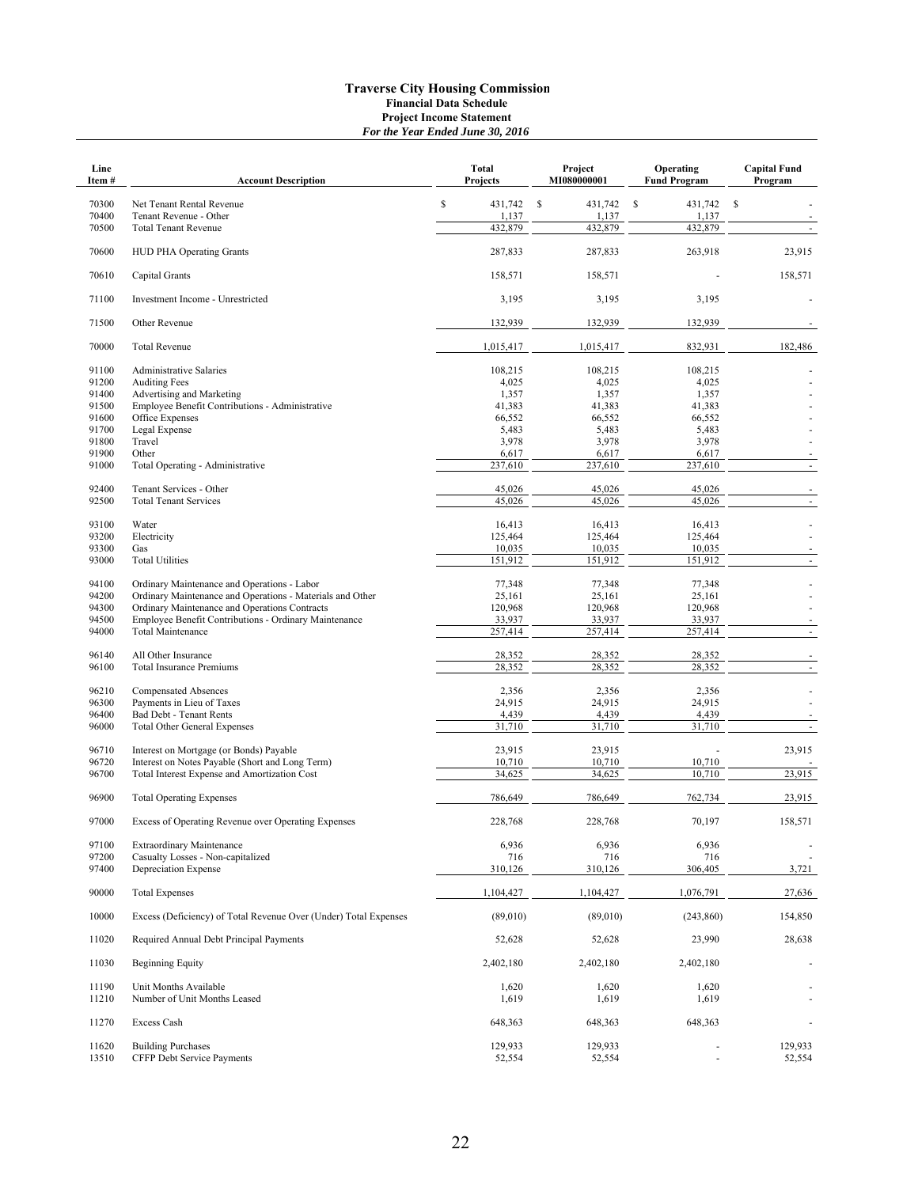# Traverse City Housing Commission
## Financial Data Schedule
### Project Income Statement
*For the Year Ended June 30, 2016*

| Line Item # | Account Description | Total Projects | Project MI080000001 | Operating Fund Program | Capital Fund Program |
|---|---|---|---|---|---|
| 70300 | Net Tenant Rental Revenue | $ 431,742 | $ 431,742 | $ 431,742 | $ - |
| 70400 | Tenant Revenue - Other | 1,137 | 1,137 | 1,137 | - |
| 70500 | Total Tenant Revenue | 432,879 | 432,879 | 432,879 | - |
| 70600 | HUD PHA Operating Grants | 287,833 | 287,833 | 263,918 | 23,915 |
| 70610 | Capital Grants | 158,571 | 158,571 | - | 158,571 |
| 71100 | Investment Income - Unrestricted | 3,195 | 3,195 | 3,195 | - |
| 71500 | Other Revenue | 132,939 | 132,939 | 132,939 | - |
| 70000 | Total Revenue | 1,015,417 | 1,015,417 | 832,931 | 182,486 |
| 91100 | Administrative Salaries | 108,215 | 108,215 | 108,215 | - |
| 91200 | Auditing Fees | 4,025 | 4,025 | 4,025 | - |
| 91400 | Advertising and Marketing | 1,357 | 1,357 | 1,357 | - |
| 91500 | Employee Benefit Contributions - Administrative | 41,383 | 41,383 | 41,383 | - |
| 91600 | Office Expenses | 66,552 | 66,552 | 66,552 | - |
| 91700 | Legal Expense | 5,483 | 5,483 | 5,483 | - |
| 91800 | Travel | 3,978 | 3,978 | 3,978 | - |
| 91900 | Other | 6,617 | 6,617 | 6,617 | - |
| 91000 | Total Operating - Administrative | 237,610 | 237,610 | 237,610 | - |
| 92400 | Tenant Services - Other | 45,026 | 45,026 | 45,026 | - |
| 92500 | Total Tenant Services | 45,026 | 45,026 | 45,026 | - |
| 93100 | Water | 16,413 | 16,413 | 16,413 | - |
| 93200 | Electricity | 125,464 | 125,464 | 125,464 | - |
| 93300 | Gas | 10,035 | 10,035 | 10,035 | - |
| 93000 | Total Utilities | 151,912 | 151,912 | 151,912 | - |
| 94100 | Ordinary Maintenance and Operations - Labor | 77,348 | 77,348 | 77,348 | - |
| 94200 | Ordinary Maintenance and Operations - Materials and Other | 25,161 | 25,161 | 25,161 | - |
| 94300 | Ordinary Maintenance and Operations Contracts | 120,968 | 120,968 | 120,968 | - |
| 94500 | Employee Benefit Contributions - Ordinary Maintenance | 33,937 | 33,937 | 33,937 | - |
| 94000 | Total Maintenance | 257,414 | 257,414 | 257,414 | - |
| 96140 | All Other Insurance | 28,352 | 28,352 | 28,352 | - |
| 96100 | Total Insurance Premiums | 28,352 | 28,352 | 28,352 | - |
| 96210 | Compensated Absences | 2,356 | 2,356 | 2,356 | - |
| 96300 | Payments in Lieu of Taxes | 24,915 | 24,915 | 24,915 | - |
| 96400 | Bad Debt - Tenant Rents | 4,439 | 4,439 | 4,439 | - |
| 96000 | Total Other General Expenses | 31,710 | 31,710 | 31,710 | - |
| 96710 | Interest on Mortgage (or Bonds) Payable | 23,915 | 23,915 | - | 23,915 |
| 96720 | Interest on Notes Payable (Short and Long Term) | 10,710 | 10,710 | 10,710 | - |
| 96700 | Total Interest Expense and Amortization Cost | 34,625 | 34,625 | 10,710 | 23,915 |
| 96900 | Total Operating Expenses | 786,649 | 786,649 | 762,734 | 23,915 |
| 97000 | Excess of Operating Revenue over Operating Expenses | 228,768 | 228,768 | 70,197 | 158,571 |
| 97100 | Extraordinary Maintenance | 6,936 | 6,936 | 6,936 | - |
| 97200 | Casualty Losses - Non-capitalized | 716 | 716 | 716 | - |
| 97400 | Depreciation Expense | 310,126 | 310,126 | 306,405 | 3,721 |
| 90000 | Total Expenses | 1,104,427 | 1,104,427 | 1,076,791 | 27,636 |
| 10000 | Excess (Deficiency) of Total Revenue Over (Under) Total Expenses | (89,010) | (89,010) | (243,860) | 154,850 |
| 11020 | Required Annual Debt Principal Payments | 52,628 | 52,628 | 23,990 | 28,638 |
| 11030 | Beginning Equity | 2,402,180 | 2,402,180 | 2,402,180 | - |
| 11190 | Unit Months Available | 1,620 | 1,620 | 1,620 | - |
| 11210 | Number of Unit Months Leased | 1,619 | 1,619 | 1,619 | - |
| 11270 | Excess Cash | 648,363 | 648,363 | 648,363 | - |
| 11620 | Building Purchases | 129,933 | 129,933 | - | 129,933 |
| 13510 | CFFP Debt Service Payments | 52,554 | 52,554 | - | 52,554 |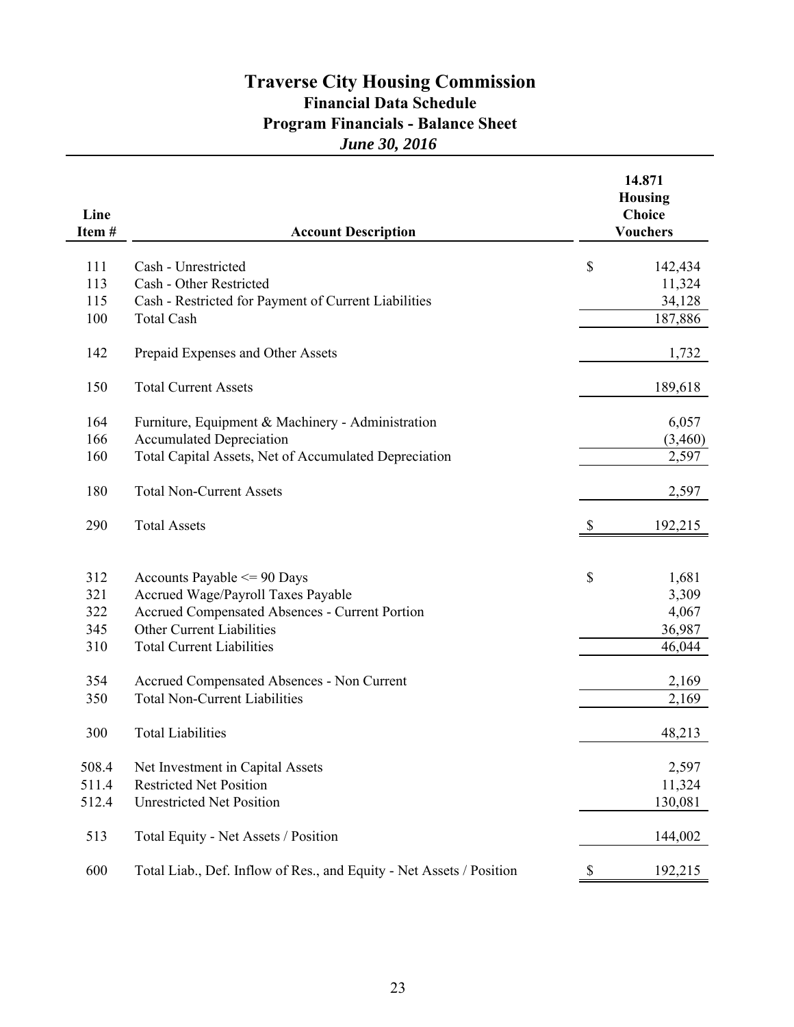# Traverse City Housing Commission

## Financial Data Schedule

## Program Financials - Balance Sheet

### *June 30, 2016*

| Line Item # | Account Description | 14.871 Housing Choice Vouchers |
|---|---|---|
| 111 | Cash - Unrestricted | $ 142,434 |
| 113 | Cash - Other Restricted | 11,324 |
| 115 | Cash - Restricted for Payment of Current Liabilities | 34,128 |
| 100 | Total Cash | 187,886 |
| 142 | Prepaid Expenses and Other Assets | 1,732 |
| 150 | Total Current Assets | 189,618 |
| 164 | Furniture, Equipment & Machinery - Administration | 6,057 |
| 166 | Accumulated Depreciation | (3,460) |
| 160 | Total Capital Assets, Net of Accumulated Depreciation | 2,597 |
| 180 | Total Non-Current Assets | 2,597 |
| 290 | Total Assets | $ 192,215 |
| 312 | Accounts Payable <= 90 Days | $ 1,681 |
| 321 | Accrued Wage/Payroll Taxes Payable | 3,309 |
| 322 | Accrued Compensated Absences - Current Portion | 4,067 |
| 345 | Other Current Liabilities | 36,987 |
| 310 | Total Current Liabilities | 46,044 |
| 354 | Accrued Compensated Absences - Non Current | 2,169 |
| 350 | Total Non-Current Liabilities | 2,169 |
| 300 | Total Liabilities | 48,213 |
| 508.4 | Net Investment in Capital Assets | 2,597 |
| 511.4 | Restricted Net Position | 11,324 |
| 512.4 | Unrestricted Net Position | 130,081 |
| 513 | Total Equity - Net Assets / Position | 144,002 |
| 600 | Total Liab., Def. Inflow of Res., and Equity - Net Assets / Position | $ 192,215 |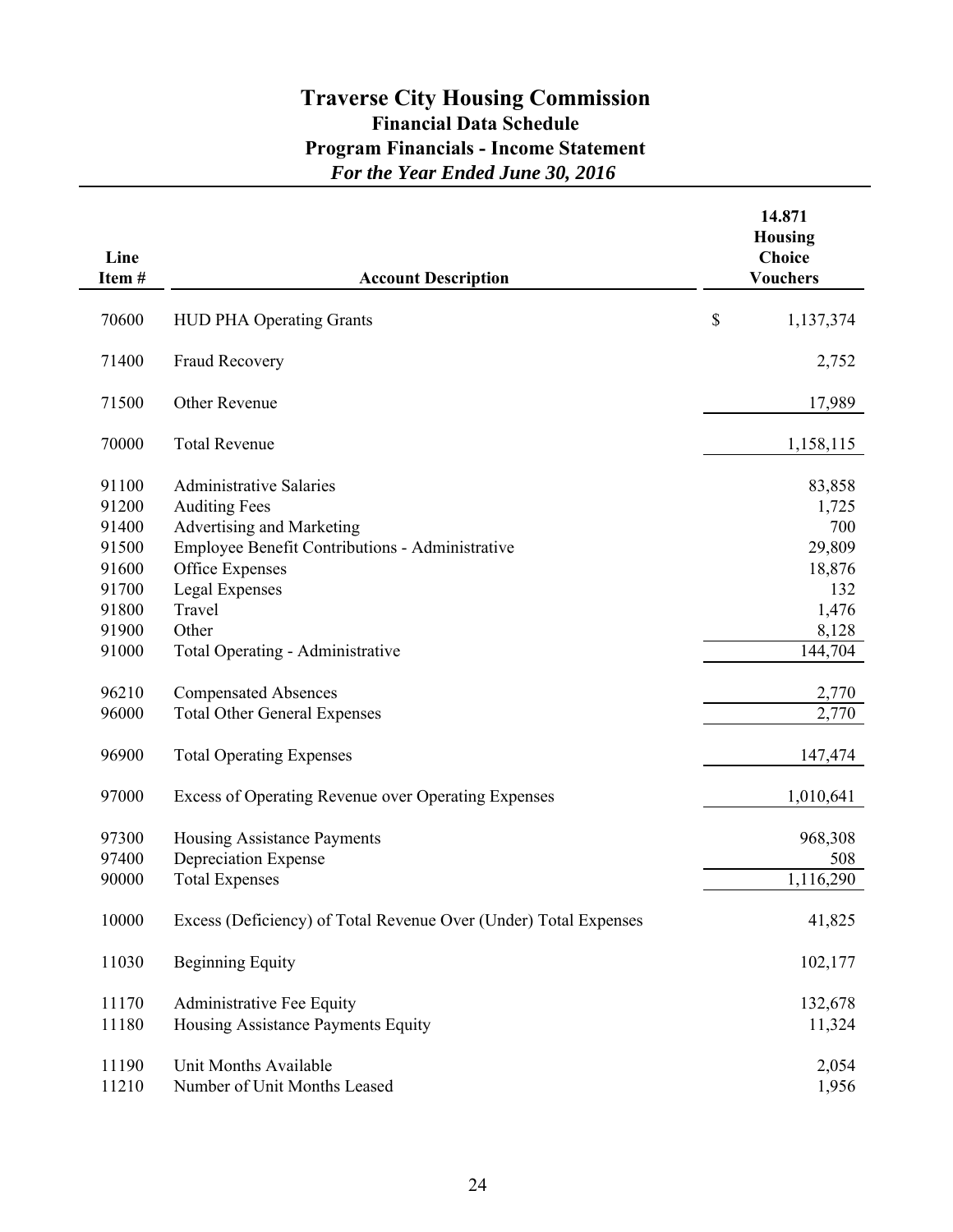# Traverse City Housing Commission

## Financial Data Schedule

## Program Financials - Income Statement

### *For the Year Ended June 30, 2016*

| Line Item # | Account Description | 14.871 Housing Choice Vouchers |
|---|---|---|
| 70600 | HUD PHA Operating Grants | $ 1,137,374 |
| 71400 | Fraud Recovery | 2,752 |
| 71500 | Other Revenue | 17,989 |
| 70000 | Total Revenue | 1,158,115 |
| 91100 | Administrative Salaries | 83,858 |
| 91200 | Auditing Fees | 1,725 |
| 91400 | Advertising and Marketing | 700 |
| 91500 | Employee Benefit Contributions - Administrative | 29,809 |
| 91600 | Office Expenses | 18,876 |
| 91700 | Legal Expenses | 132 |
| 91800 | Travel | 1,476 |
| 91900 | Other | 8,128 |
| 91000 | Total Operating - Administrative | 144,704 |
| 96210 | Compensated Absences | 2,770 |
| 96000 | Total Other General Expenses | 2,770 |
| 96900 | Total Operating Expenses | 147,474 |
| 97000 | Excess of Operating Revenue over Operating Expenses | 1,010,641 |
| 97300 | Housing Assistance Payments | 968,308 |
| 97400 | Depreciation Expense | 508 |
| 90000 | Total Expenses | 1,116,290 |
| 10000 | Excess (Deficiency) of Total Revenue Over (Under) Total Expenses | 41,825 |
| 11030 | Beginning Equity | 102,177 |
| 11170 | Administrative Fee Equity | 132,678 |
| 11180 | Housing Assistance Payments Equity | 11,324 |
| 11190 | Unit Months Available | 2,054 |
| 11210 | Number of Unit Months Leased | 1,956 |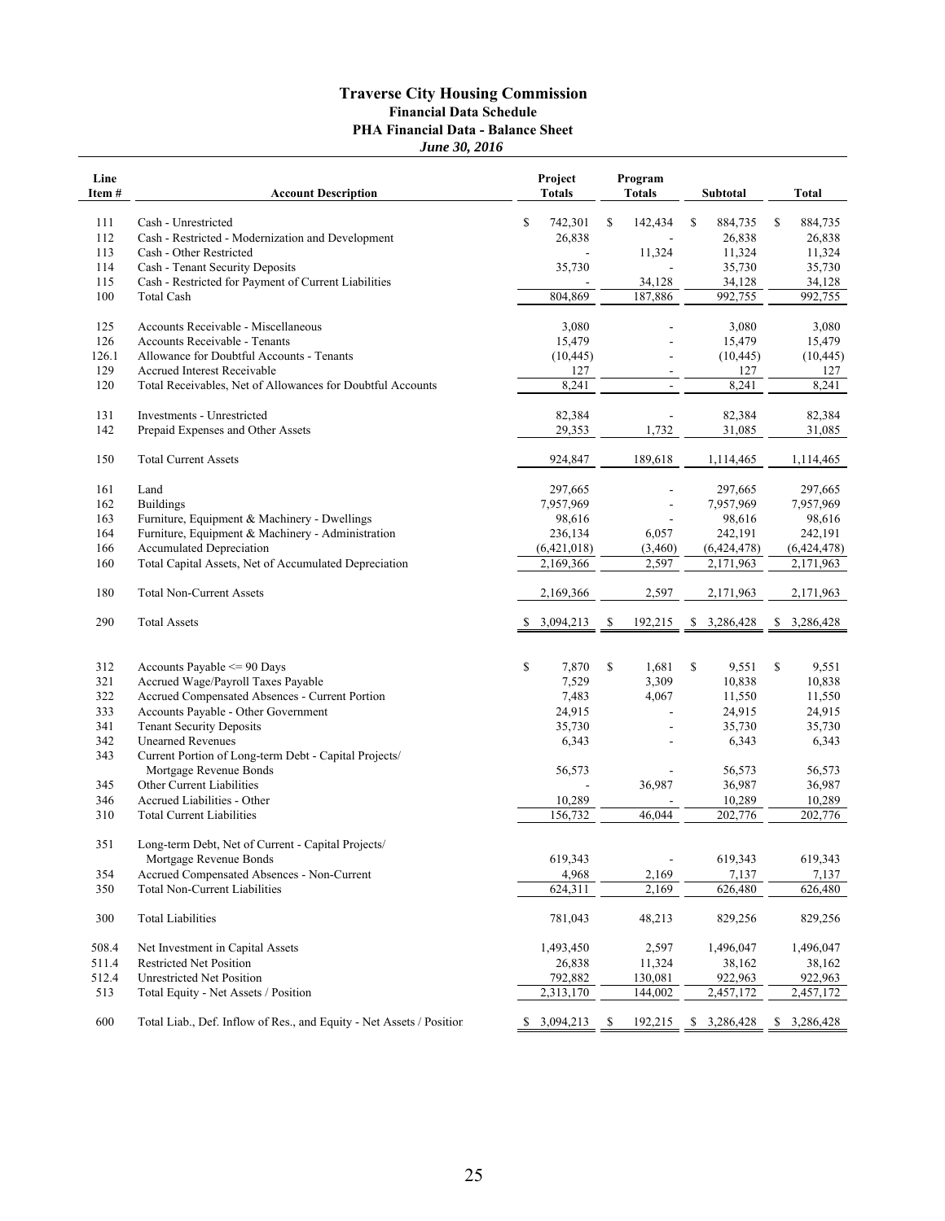# Traverse City Housing Commission

## Financial Data Schedule

### PHA Financial Data - Balance Sheet

*June 30, 2016*

| Line Item # | Account Description | Project Totals | Program Totals | Subtotal | Total |
|---|---|---|---|---|---|
| 111 | Cash - Unrestricted | $ 742,301 | $ 142,434 | $ 884,735 | $ 884,735 |
| 112 | Cash - Restricted - Modernization and Development | 26,838 | - | 26,838 | 26,838 |
| 113 | Cash - Other Restricted | - | 11,324 | 11,324 | 11,324 |
| 114 | Cash - Tenant Security Deposits | 35,730 | - | 35,730 | 35,730 |
| 115 | Cash - Restricted for Payment of Current Liabilities | - | 34,128 | 34,128 | 34,128 |
| 100 | Total Cash | 804,869 | 187,886 | 992,755 | 992,755 |
| 125 | Accounts Receivable - Miscellaneous | 3,080 | - | 3,080 | 3,080 |
| 126 | Accounts Receivable - Tenants | 15,479 | - | 15,479 | 15,479 |
| 126.1 | Allowance for Doubtful Accounts - Tenants | (10,445) | - | (10,445) | (10,445) |
| 129 | Accrued Interest Receivable | 127 | - | 127 | 127 |
| 120 | Total Receivables, Net of Allowances for Doubtful Accounts | 8,241 | - | 8,241 | 8,241 |
| 131 | Investments - Unrestricted | 82,384 | - | 82,384 | 82,384 |
| 142 | Prepaid Expenses and Other Assets | 29,353 | 1,732 | 31,085 | 31,085 |
| 150 | Total Current Assets | 924,847 | 189,618 | 1,114,465 | 1,114,465 |
| 161 | Land | 297,665 | - | 297,665 | 297,665 |
| 162 | Buildings | 7,957,969 | - | 7,957,969 | 7,957,969 |
| 163 | Furniture, Equipment & Machinery - Dwellings | 98,616 | - | 98,616 | 98,616 |
| 164 | Furniture, Equipment & Machinery - Administration | 236,134 | 6,057 | 242,191 | 242,191 |
| 166 | Accumulated Depreciation | (6,421,018) | (3,460) | (6,424,478) | (6,424,478) |
| 160 | Total Capital Assets, Net of Accumulated Depreciation | 2,169,366 | 2,597 | 2,171,963 | 2,171,963 |
| 180 | Total Non-Current Assets | 2,169,366 | 2,597 | 2,171,963 | 2,171,963 |
| 290 | Total Assets | $ 3,094,213 | $ 192,215 | $ 3,286,428 | $ 3,286,428 |
| 312 | Accounts Payable <= 90 Days | $ 7,870 | $ 1,681 | $ 9,551 | $ 9,551 |
| 321 | Accrued Wage/Payroll Taxes Payable | 7,529 | 3,309 | 10,838 | 10,838 |
| 322 | Accrued Compensated Absences - Current Portion | 7,483 | 4,067 | 11,550 | 11,550 |
| 333 | Accounts Payable - Other Government | 24,915 | - | 24,915 | 24,915 |
| 341 | Tenant Security Deposits | 35,730 | - | 35,730 | 35,730 |
| 342 | Unearned Revenues | 6,343 | - | 6,343 | 6,343 |
| 343 | Current Portion of Long-term Debt - Capital Projects/ Mortgage Revenue Bonds | 56,573 | - | 56,573 | 56,573 |
| 345 | Other Current Liabilities | - | 36,987 | 36,987 | 36,987 |
| 346 | Accrued Liabilities - Other | 10,289 | - | 10,289 | 10,289 |
| 310 | Total Current Liabilities | 156,732 | 46,044 | 202,776 | 202,776 |
| 351 | Long-term Debt, Net of Current - Capital Projects/ Mortgage Revenue Bonds | 619,343 | - | 619,343 | 619,343 |
| 354 | Accrued Compensated Absences - Non-Current | 4,968 | 2,169 | 7,137 | 7,137 |
| 350 | Total Non-Current Liabilities | 624,311 | 2,169 | 626,480 | 626,480 |
| 300 | Total Liabilities | 781,043 | 48,213 | 829,256 | 829,256 |
| 508.4 | Net Investment in Capital Assets | 1,493,450 | 2,597 | 1,496,047 | 1,496,047 |
| 511.4 | Restricted Net Position | 26,838 | 11,324 | 38,162 | 38,162 |
| 512.4 | Unrestricted Net Position | 792,882 | 130,081 | 922,963 | 922,963 |
| 513 | Total Equity - Net Assets / Position | 2,313,170 | 144,002 | 2,457,172 | 2,457,172 |
| 600 | Total Liab., Def. Inflow of Res., and Equity - Net Assets / Position | $ 3,094,213 | $ 192,215 | $ 3,286,428 | $ 3,286,428 |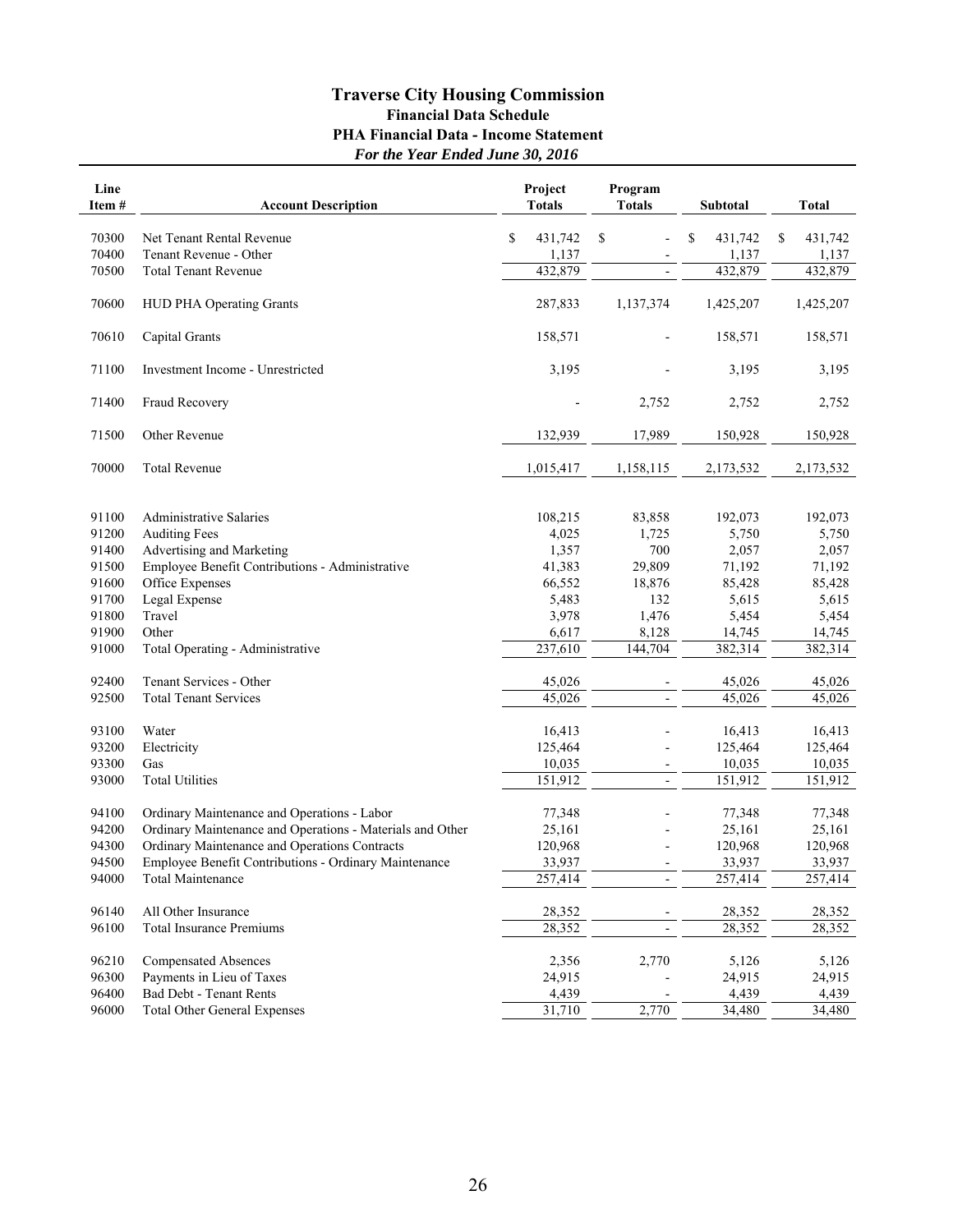# Traverse City Housing Commission

## Financial Data Schedule

## PHA Financial Data - Income Statement

*For the Year Ended June 30, 2016*

| Line Item # | Account Description | Project Totals | Program Totals | Subtotal | Total |
|---|---|---|---|---|---|
| 70300 | Net Tenant Rental Revenue | $ 431,742 | $ - | $ 431,742 | $ 431,742 |
| 70400 | Tenant Revenue - Other | 1,137 | - | 1,137 | 1,137 |
| 70500 | Total Tenant Revenue | 432,879 | - | 432,879 | 432,879 |
| 70600 | HUD PHA Operating Grants | 287,833 | 1,137,374 | 1,425,207 | 1,425,207 |
| 70610 | Capital Grants | 158,571 | - | 158,571 | 158,571 |
| 71100 | Investment Income - Unrestricted | 3,195 | - | 3,195 | 3,195 |
| 71400 | Fraud Recovery | - | 2,752 | 2,752 | 2,752 |
| 71500 | Other Revenue | 132,939 | 17,989 | 150,928 | 150,928 |
| 70000 | Total Revenue | 1,015,417 | 1,158,115 | 2,173,532 | 2,173,532 |
| 91100 | Administrative Salaries | 108,215 | 83,858 | 192,073 | 192,073 |
| 91200 | Auditing Fees | 4,025 | 1,725 | 5,750 | 5,750 |
| 91400 | Advertising and Marketing | 1,357 | 700 | 2,057 | 2,057 |
| 91500 | Employee Benefit Contributions - Administrative | 41,383 | 29,809 | 71,192 | 71,192 |
| 91600 | Office Expenses | 66,552 | 18,876 | 85,428 | 85,428 |
| 91700 | Legal Expense | 5,483 | 132 | 5,615 | 5,615 |
| 91800 | Travel | 3,978 | 1,476 | 5,454 | 5,454 |
| 91900 | Other | 6,617 | 8,128 | 14,745 | 14,745 |
| 91000 | Total Operating - Administrative | 237,610 | 144,704 | 382,314 | 382,314 |
| 92400 | Tenant Services - Other | 45,026 | - | 45,026 | 45,026 |
| 92500 | Total Tenant Services | 45,026 | - | 45,026 | 45,026 |
| 93100 | Water | 16,413 | - | 16,413 | 16,413 |
| 93200 | Electricity | 125,464 | - | 125,464 | 125,464 |
| 93300 | Gas | 10,035 | - | 10,035 | 10,035 |
| 93000 | Total Utilities | 151,912 | - | 151,912 | 151,912 |
| 94100 | Ordinary Maintenance and Operations - Labor | 77,348 | - | 77,348 | 77,348 |
| 94200 | Ordinary Maintenance and Operations - Materials and Other | 25,161 | - | 25,161 | 25,161 |
| 94300 | Ordinary Maintenance and Operations Contracts | 120,968 | - | 120,968 | 120,968 |
| 94500 | Employee Benefit Contributions - Ordinary Maintenance | 33,937 | - | 33,937 | 33,937 |
| 94000 | Total Maintenance | 257,414 | - | 257,414 | 257,414 |
| 96140 | All Other Insurance | 28,352 | - | 28,352 | 28,352 |
| 96100 | Total Insurance Premiums | 28,352 | - | 28,352 | 28,352 |
| 96210 | Compensated Absences | 2,356 | 2,770 | 5,126 | 5,126 |
| 96300 | Payments in Lieu of Taxes | 24,915 | - | 24,915 | 24,915 |
| 96400 | Bad Debt - Tenant Rents | 4,439 | - | 4,439 | 4,439 |
| 96000 | Total Other General Expenses | 31,710 | 2,770 | 34,480 | 34,480 |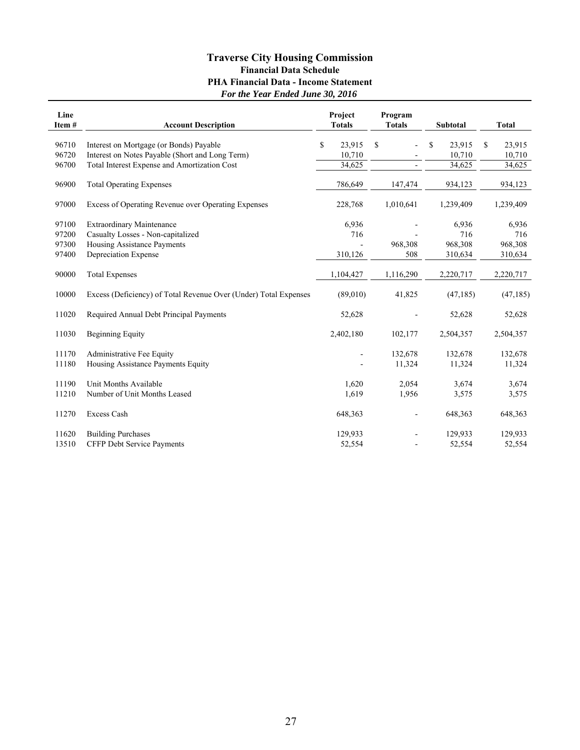# Traverse City Housing Commission

## Financial Data Schedule

### PHA Financial Data - Income Statement

*For the Year Ended June 30, 2016*

| Line Item # | Account Description | Project Totals | Program Totals | Subtotal | Total |
|---|---|---|---|---|---|
| 96710 | Interest on Mortgage (or Bonds) Payable | $ 23,915 | $ - | $ 23,915 | $ 23,915 |
| 96720 | Interest on Notes Payable (Short and Long Term) | 10,710 | - | 10,710 | 10,710 |
| 96700 | Total Interest Expense and Amortization Cost | 34,625 | - | 34,625 | 34,625 |
| 96900 | Total Operating Expenses | 786,649 | 147,474 | 934,123 | 934,123 |
| 97000 | Excess of Operating Revenue over Operating Expenses | 228,768 | 1,010,641 | 1,239,409 | 1,239,409 |
| 97100 | Extraordinary Maintenance | 6,936 | - | 6,936 | 6,936 |
| 97200 | Casualty Losses - Non-capitalized | 716 | - | 716 | 716 |
| 97300 | Housing Assistance Payments | - | 968,308 | 968,308 | 968,308 |
| 97400 | Depreciation Expense | 310,126 | 508 | 310,634 | 310,634 |
| 90000 | Total Expenses | 1,104,427 | 1,116,290 | 2,220,717 | 2,220,717 |
| 10000 | Excess (Deficiency) of Total Revenue Over (Under) Total Expenses | (89,010) | 41,825 | (47,185) | (47,185) |
| 11020 | Required Annual Debt Principal Payments | 52,628 | - | 52,628 | 52,628 |
| 11030 | Beginning Equity | 2,402,180 | 102,177 | 2,504,357 | 2,504,357 |
| 11170 | Administrative Fee Equity | - | 132,678 | 132,678 | 132,678 |
| 11180 | Housing Assistance Payments Equity | - | 11,324 | 11,324 | 11,324 |
| 11190 | Unit Months Available | 1,620 | 2,054 | 3,674 | 3,674 |
| 11210 | Number of Unit Months Leased | 1,619 | 1,956 | 3,575 | 3,575 |
| 11270 | Excess Cash | 648,363 | - | 648,363 | 648,363 |
| 11620 | Building Purchases | 129,933 | - | 129,933 | 129,933 |
| 13510 | CFFP Debt Service Payments | 52,554 | - | 52,554 | 52,554 |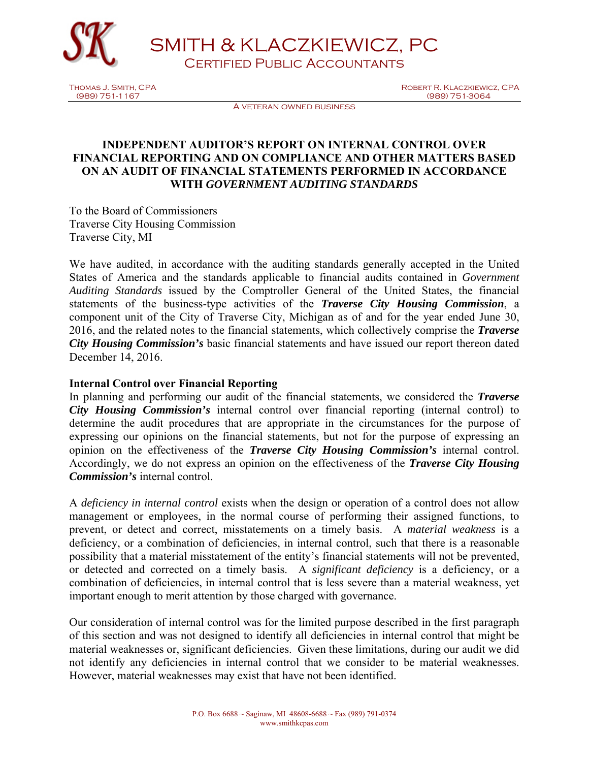SMITH & KLACZKIEWICZ, PC
CERTIFIED PUBLIC ACCOUNTANTS

THOMAS J. SMITH, CPA
(989) 751-1167

ROBERT R. KLACZKIEWICZ, CPA
(989) 751-3064

A VETERAN OWNED BUSINESS

## INDEPENDENT AUDITOR'S REPORT ON INTERNAL CONTROL OVER FINANCIAL REPORTING AND ON COMPLIANCE AND OTHER MATTERS BASED ON AN AUDIT OF FINANCIAL STATEMENTS PERFORMED IN ACCORDANCE WITH *GOVERNMENT AUDITING STANDARDS*

To the Board of Commissioners
Traverse City Housing Commission
Traverse City, MI

We have audited, in accordance with the auditing standards generally accepted in the United States of America and the standards applicable to financial audits contained in *Government Auditing Standards* issued by the Comptroller General of the United States, the financial statements of the business-type activities of the ***Traverse City Housing Commission***, a component unit of the City of Traverse City, Michigan as of and for the year ended June 30, 2016, and the related notes to the financial statements, which collectively comprise the ***Traverse City Housing Commission's*** basic financial statements and have issued our report thereon dated December 14, 2016.

**Internal Control over Financial Reporting**
In planning and performing our audit of the financial statements, we considered the ***Traverse City Housing Commission's*** internal control over financial reporting (internal control) to determine the audit procedures that are appropriate in the circumstances for the purpose of expressing our opinions on the financial statements, but not for the purpose of expressing an opinion on the effectiveness of the ***Traverse City Housing Commission's*** internal control. Accordingly, we do not express an opinion on the effectiveness of the ***Traverse City Housing Commission's*** internal control.

A *deficiency in internal control* exists when the design or operation of a control does not allow management or employees, in the normal course of performing their assigned functions, to prevent, or detect and correct, misstatements on a timely basis. A *material weakness* is a deficiency, or a combination of deficiencies, in internal control, such that there is a reasonable possibility that a material misstatement of the entity's financial statements will not be prevented, or detected and corrected on a timely basis. A *significant deficiency* is a deficiency, or a combination of deficiencies, in internal control that is less severe than a material weakness, yet important enough to merit attention by those charged with governance.

Our consideration of internal control was for the limited purpose described in the first paragraph of this section and was not designed to identify all deficiencies in internal control that might be material weaknesses or, significant deficiencies. Given these limitations, during our audit we did not identify any deficiencies in internal control that we consider to be material weaknesses. However, material weaknesses may exist that have not been identified.

P.O. Box 6688 ~ Saginaw, MI 48608-6688 ~ Fax (989) 791-0374
www.smithkcpas.com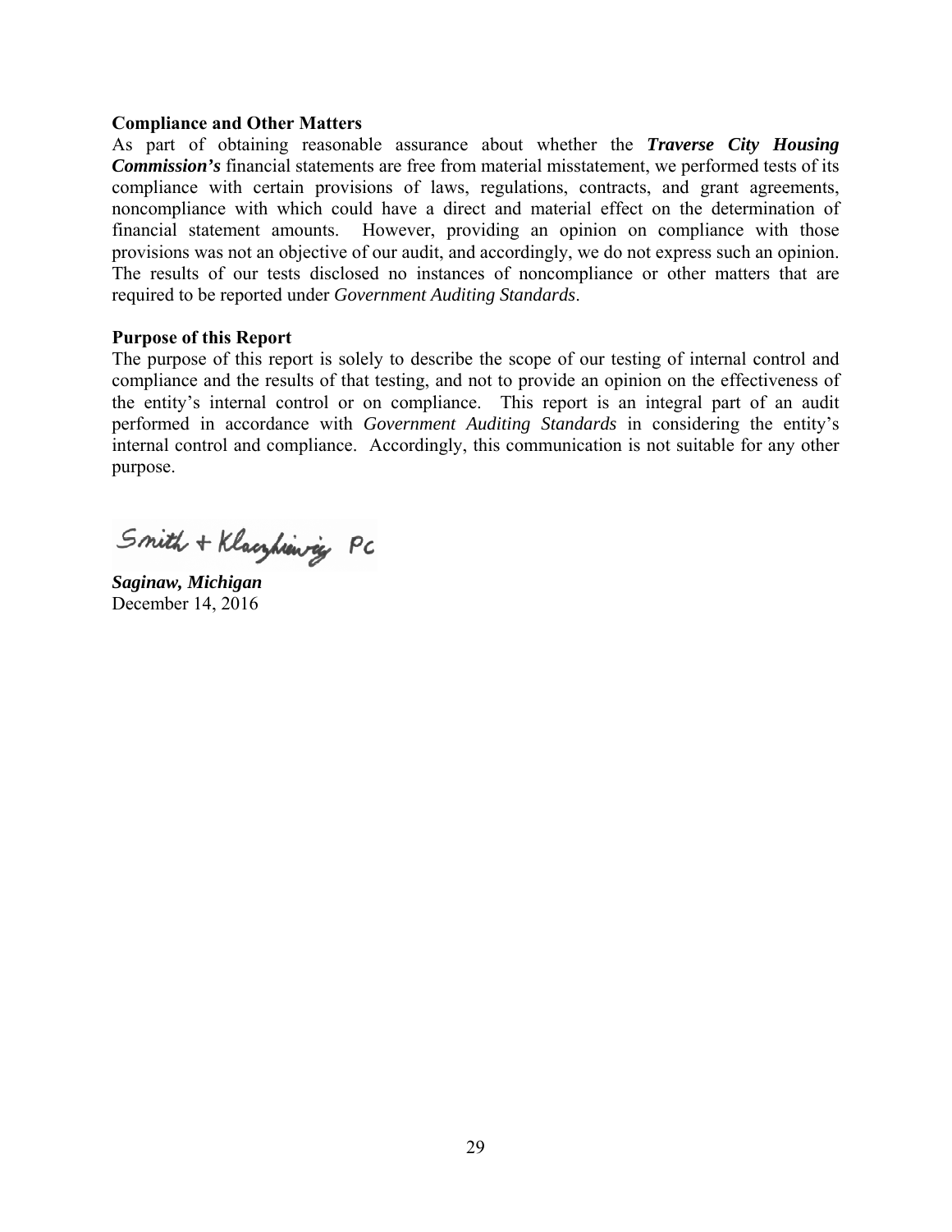**Compliance and Other Matters**

As part of obtaining reasonable assurance about whether the ***Traverse City Housing Commission's*** financial statements are free from material misstatement, we performed tests of its compliance with certain provisions of laws, regulations, contracts, and grant agreements, noncompliance with which could have a direct and material effect on the determination of financial statement amounts. However, providing an opinion on compliance with those provisions was not an objective of our audit, and accordingly, we do not express such an opinion. The results of our tests disclosed no instances of noncompliance or other matters that are required to be reported under *Government Auditing Standards*.

**Purpose of this Report**

The purpose of this report is solely to describe the scope of our testing of internal control and compliance and the results of that testing, and not to provide an opinion on the effectiveness of the entity's internal control or on compliance. This report is an integral part of an audit performed in accordance with *Government Auditing Standards* in considering the entity's internal control and compliance. Accordingly, this communication is not suitable for any other purpose.

Smith + Klaczkiewicz PC

***Saginaw, Michigan***
December 14, 2016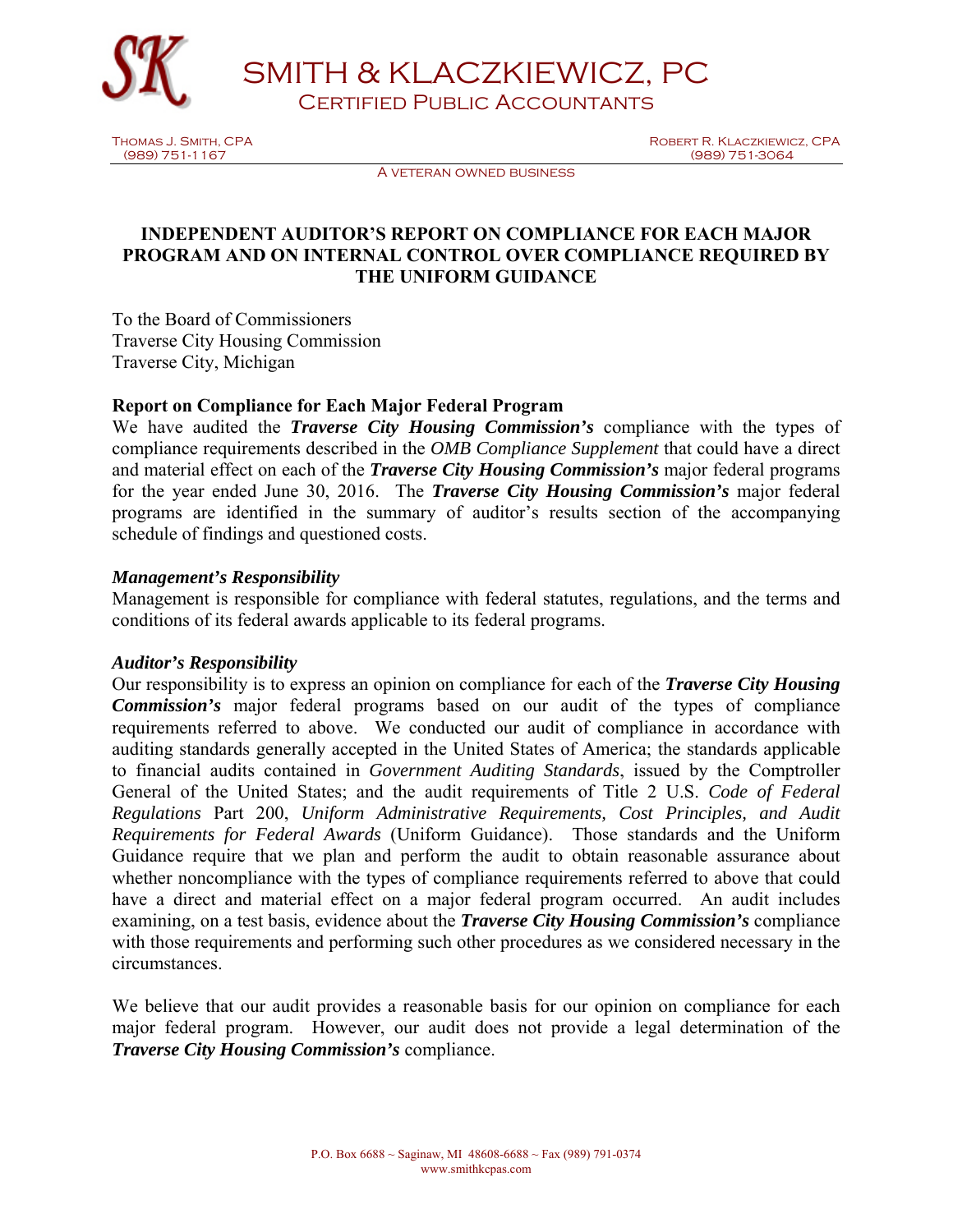# SMITH & KLACZKIEWICZ, PC

Certified Public Accountants

Thomas J. Smith, CPA
(989) 751-1167

Robert R. Klaczkiewicz, CPA
(989) 751-3064

A veteran owned business

## INDEPENDENT AUDITOR'S REPORT ON COMPLIANCE FOR EACH MAJOR PROGRAM AND ON INTERNAL CONTROL OVER COMPLIANCE REQUIRED BY THE UNIFORM GUIDANCE

To the Board of Commissioners
Traverse City Housing Commission
Traverse City, Michigan

### Report on Compliance for Each Major Federal Program

We have audited the ***Traverse City Housing Commission's*** compliance with the types of compliance requirements described in the *OMB Compliance Supplement* that could have a direct and material effect on each of the ***Traverse City Housing Commission's*** major federal programs for the year ended June 30, 2016. The ***Traverse City Housing Commission's*** major federal programs are identified in the summary of auditor's results section of the accompanying schedule of findings and questioned costs.

#### *Management's Responsibility*

Management is responsible for compliance with federal statutes, regulations, and the terms and conditions of its federal awards applicable to its federal programs.

#### *Auditor's Responsibility*

Our responsibility is to express an opinion on compliance for each of the ***Traverse City Housing Commission's*** major federal programs based on our audit of the types of compliance requirements referred to above. We conducted our audit of compliance in accordance with auditing standards generally accepted in the United States of America; the standards applicable to financial audits contained in *Government Auditing Standards*, issued by the Comptroller General of the United States; and the audit requirements of Title 2 U.S. *Code of Federal Regulations* Part 200, *Uniform Administrative Requirements, Cost Principles, and Audit Requirements for Federal Awards* (Uniform Guidance). Those standards and the Uniform Guidance require that we plan and perform the audit to obtain reasonable assurance about whether noncompliance with the types of compliance requirements referred to above that could have a direct and material effect on a major federal program occurred. An audit includes examining, on a test basis, evidence about the ***Traverse City Housing Commission's*** compliance with those requirements and performing such other procedures as we considered necessary in the circumstances.

We believe that our audit provides a reasonable basis for our opinion on compliance for each major federal program. However, our audit does not provide a legal determination of the ***Traverse City Housing Commission's*** compliance.

P.O. Box 6688 ~ Saginaw, MI 48608-6688 ~ Fax (989) 791-0374
www.smithkcpas.com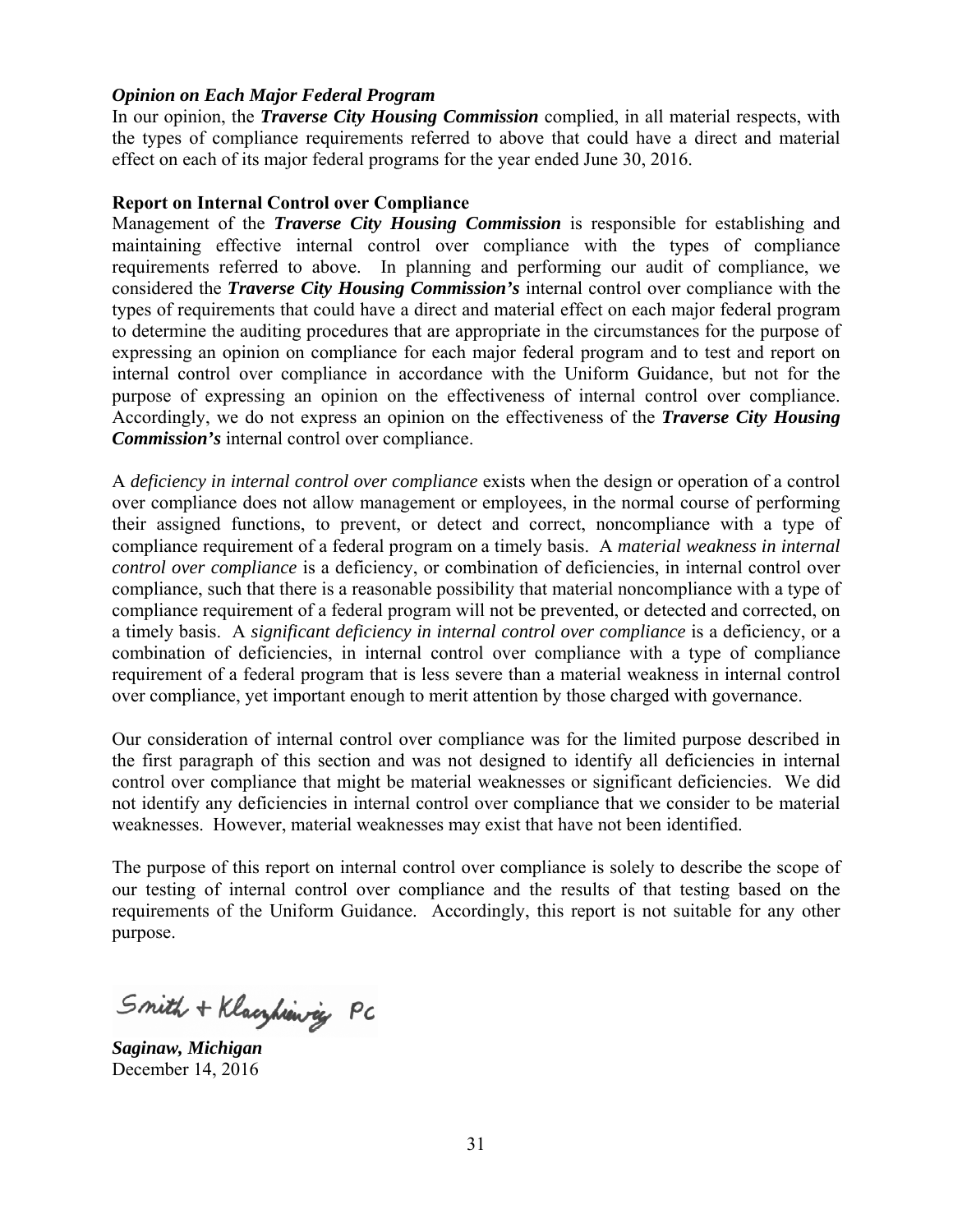***Opinion on Each Major Federal Program***

In our opinion, the ***Traverse City Housing Commission*** complied, in all material respects, with the types of compliance requirements referred to above that could have a direct and material effect on each of its major federal programs for the year ended June 30, 2016.

**Report on Internal Control over Compliance**

Management of the ***Traverse City Housing Commission*** is responsible for establishing and maintaining effective internal control over compliance with the types of compliance requirements referred to above. In planning and performing our audit of compliance, we considered the ***Traverse City Housing Commission's*** internal control over compliance with the types of requirements that could have a direct and material effect on each major federal program to determine the auditing procedures that are appropriate in the circumstances for the purpose of expressing an opinion on compliance for each major federal program and to test and report on internal control over compliance in accordance with the Uniform Guidance, but not for the purpose of expressing an opinion on the effectiveness of internal control over compliance. Accordingly, we do not express an opinion on the effectiveness of the ***Traverse City Housing Commission's*** internal control over compliance.

A *deficiency in internal control over compliance* exists when the design or operation of a control over compliance does not allow management or employees, in the normal course of performing their assigned functions, to prevent, or detect and correct, noncompliance with a type of compliance requirement of a federal program on a timely basis. A *material weakness in internal control over compliance* is a deficiency, or combination of deficiencies, in internal control over compliance, such that there is a reasonable possibility that material noncompliance with a type of compliance requirement of a federal program will not be prevented, or detected and corrected, on a timely basis. A *significant deficiency in internal control over compliance* is a deficiency, or a combination of deficiencies, in internal control over compliance with a type of compliance requirement of a federal program that is less severe than a material weakness in internal control over compliance, yet important enough to merit attention by those charged with governance.

Our consideration of internal control over compliance was for the limited purpose described in the first paragraph of this section and was not designed to identify all deficiencies in internal control over compliance that might be material weaknesses or significant deficiencies. We did not identify any deficiencies in internal control over compliance that we consider to be material weaknesses. However, material weaknesses may exist that have not been identified.

The purpose of this report on internal control over compliance is solely to describe the scope of our testing of internal control over compliance and the results of that testing based on the requirements of the Uniform Guidance. Accordingly, this report is not suitable for any other purpose.

Smith + Klaczkiewicz PC

***Saginaw, Michigan***
December 14, 2016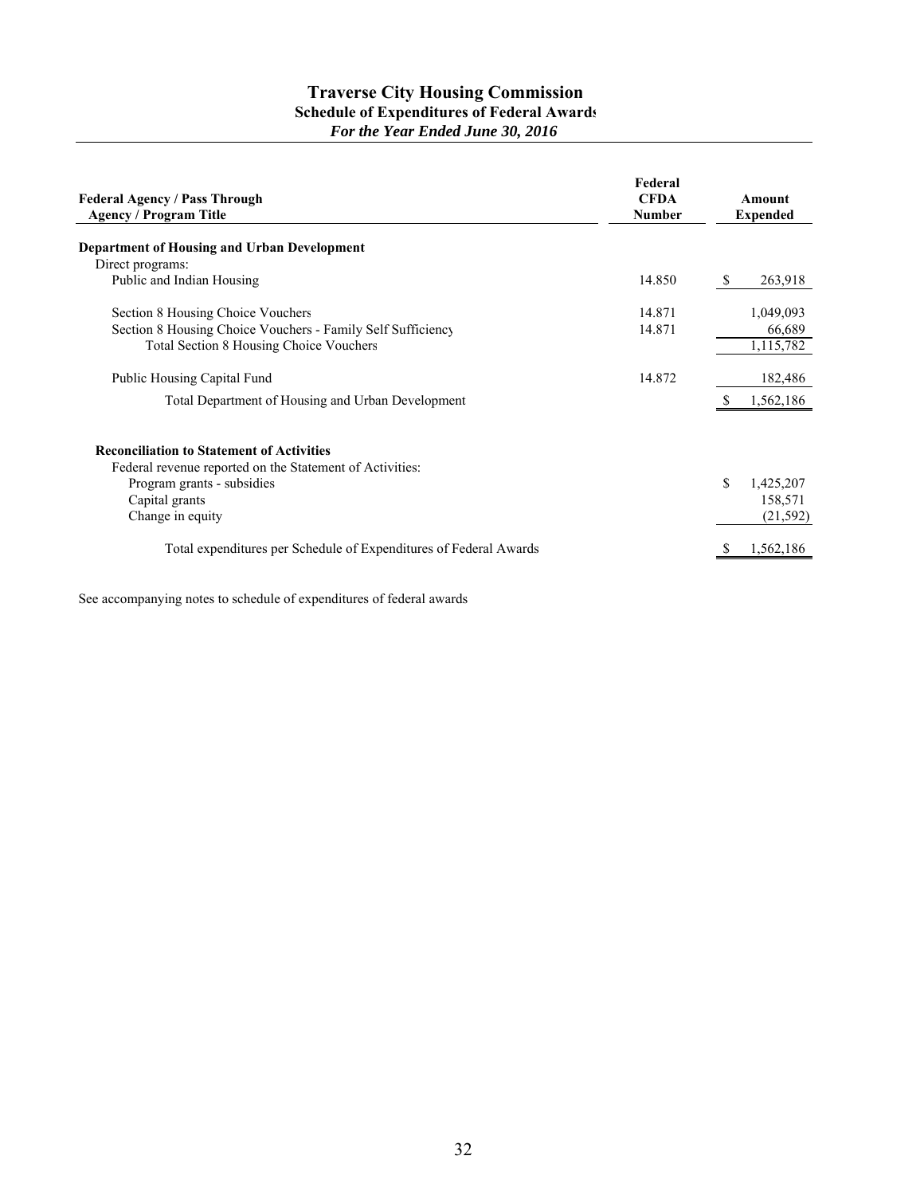# Traverse City Housing Commission

## Schedule of Expenditures of Federal Awards

*For the Year Ended June 30, 2016*

| Federal Agency / Pass Through Agency / Program Title | Federal CFDA Number | Amount Expended |
|---|---|---|
| **Department of Housing and Urban Development** | | |
| Direct programs: | | |
| Public and Indian Housing | 14.850 | $ 263,918 |
| Section 8 Housing Choice Vouchers | 14.871 | 1,049,093 |
| Section 8 Housing Choice Vouchers - Family Self Sufficiency | 14.871 | 66,689 |
| Total Section 8 Housing Choice Vouchers | | 1,115,782 |
| Public Housing Capital Fund | 14.872 | 182,486 |
| Total Department of Housing and Urban Development | | $ 1,562,186 |
| **Reconciliation to Statement of Activities** | | |
| Federal revenue reported on the Statement of Activities: | | |
| Program grants - subsidies | | $ 1,425,207 |
| Capital grants | | 158,571 |
| Change in equity | | (21,592) |
| Total expenditures per Schedule of Expenditures of Federal Awards | | $ 1,562,186 |

See accompanying notes to schedule of expenditures of federal awards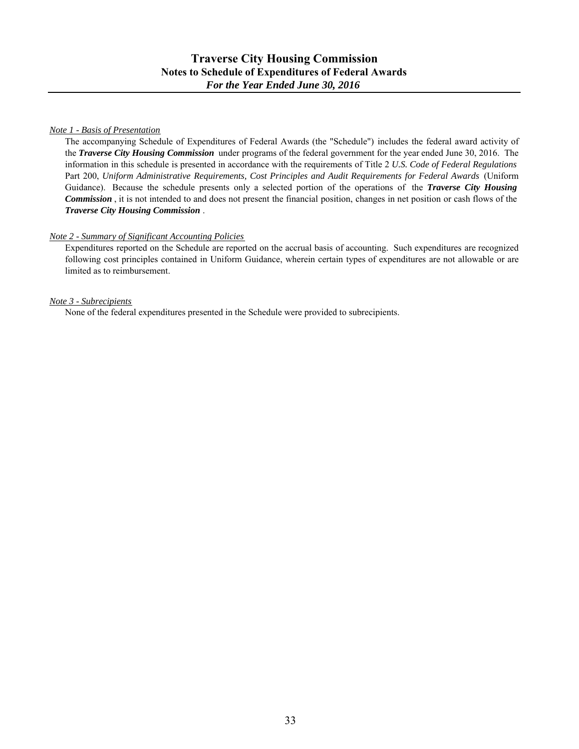# Traverse City Housing Commission

## Notes to Schedule of Expenditures of Federal Awards

### *For the Year Ended June 30, 2016*

*Note 1 - Basis of Presentation*

The accompanying Schedule of Expenditures of Federal Awards (the "Schedule") includes the federal award activity of the ***Traverse City Housing Commission*** under programs of the federal government for the year ended June 30, 2016. The information in this schedule is presented in accordance with the requirements of Title 2 *U.S. Code of Federal Regulations* Part 200, *Uniform Administrative Requirements, Cost Principles and Audit Requirements for Federal Awards* (Uniform Guidance). Because the schedule presents only a selected portion of the operations of the ***Traverse City Housing Commission*** , it is not intended to and does not present the financial position, changes in net position or cash flows of the ***Traverse City Housing Commission*** .

*Note 2 - Summary of Significant Accounting Policies*

Expenditures reported on the Schedule are reported on the accrual basis of accounting. Such expenditures are recognized following cost principles contained in Uniform Guidance, wherein certain types of expenditures are not allowable or are limited as to reimbursement.

*Note 3 - Subrecipients*

None of the federal expenditures presented in the Schedule were provided to subrecipients.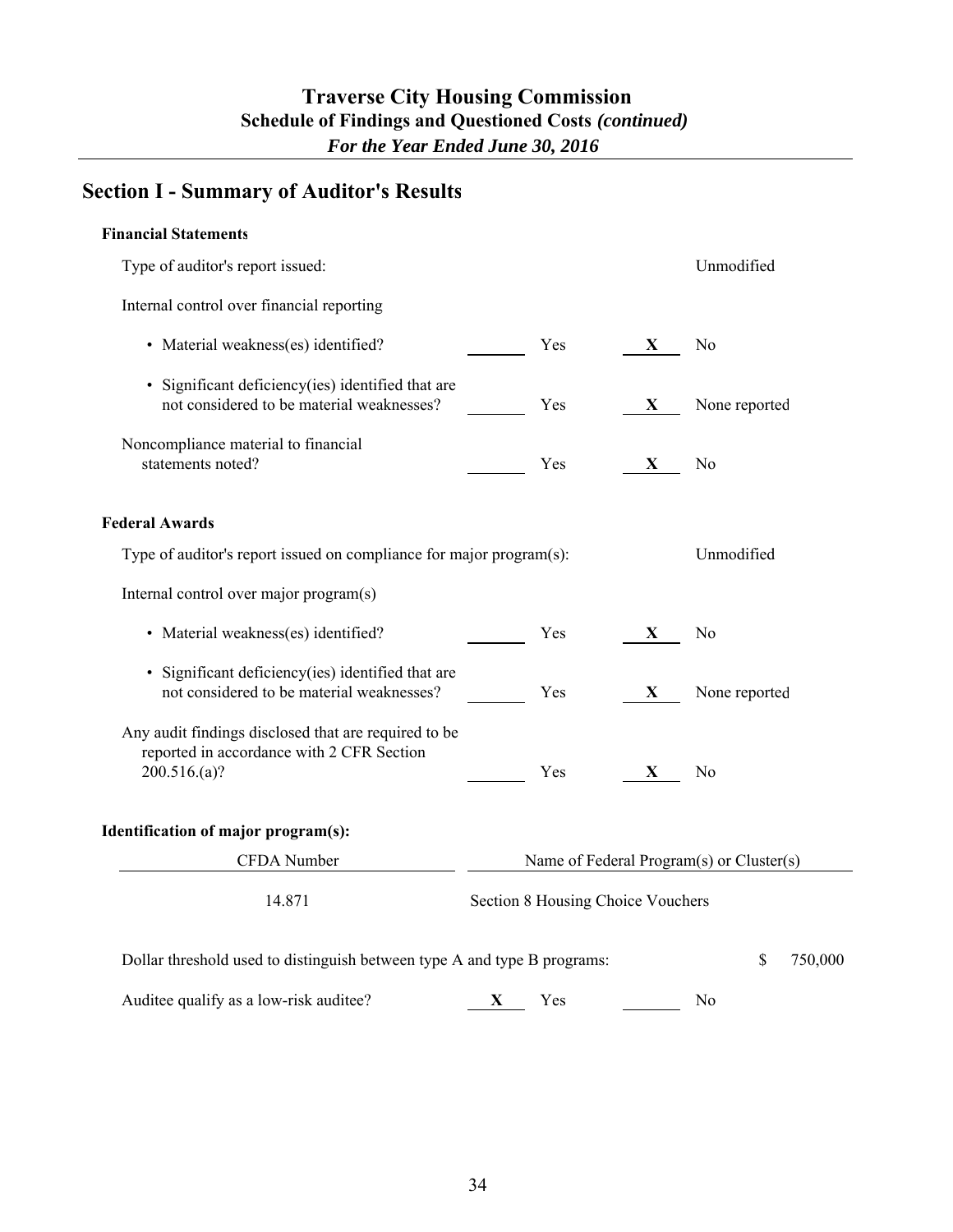# Traverse City Housing Commission

## Schedule of Findings and Questioned Costs *(continued)*

*For the Year Ended June 30, 2016*

## Section I - Summary of Auditor's Results

**Financial Statements**

Type of auditor's report issued: Unmodified

Internal control over financial reporting

| | | | | |
|---|---|---|---|---|
| • Material weakness(es) identified? | | Yes | X | No |
| • Significant deficiency(ies) identified that are not considered to be material weaknesses? | | Yes | X | None reported |
| Noncompliance material to financial statements noted? | | Yes | X | No |

**Federal Awards**

Type of auditor's report issued on compliance for major program(s): Unmodified

Internal control over major program(s)

| | | | | |
|---|---|---|---|---|
| • Material weakness(es) identified? | | Yes | X | No |
| • Significant deficiency(ies) identified that are not considered to be material weaknesses? | | Yes | X | None reported |
| Any audit findings disclosed that are required to be reported in accordance with 2 CFR Section 200.516.(a)? | | Yes | X | No |

**Identification of major program(s):**

| CFDA Number | Name of Federal Program(s) or Cluster(s) |
|---|---|
| 14.871 | Section 8 Housing Choice Vouchers |

Dollar threshold used to distinguish between type A and type B programs: $ 750,000

| | | | | |
|---|---|---|---|---|
| Auditee qualify as a low-risk auditee? | X | Yes | | No |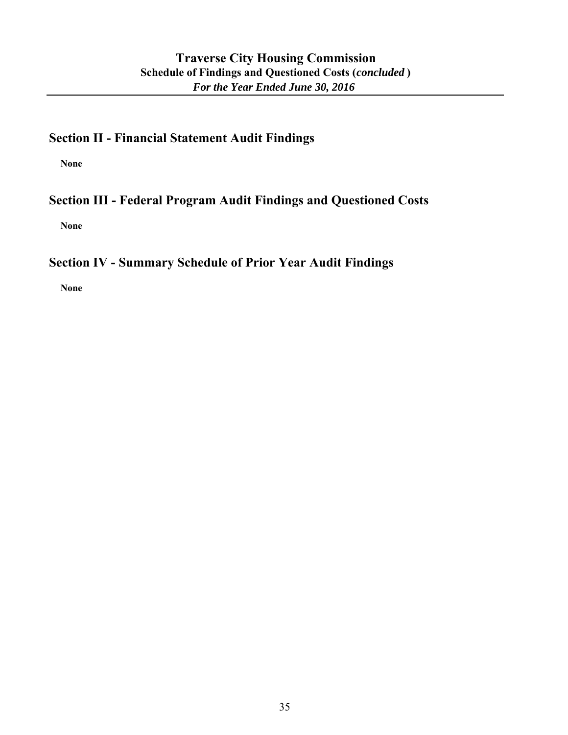# Traverse City Housing Commission

**Schedule of Findings and Questioned Costs (*concluded*)**

***For the Year Ended June 30, 2016***

## Section II - Financial Statement Audit Findings

**None**

## Section III - Federal Program Audit Findings and Questioned Costs

**None**

## Section IV - Summary Schedule of Prior Year Audit Findings

**None**